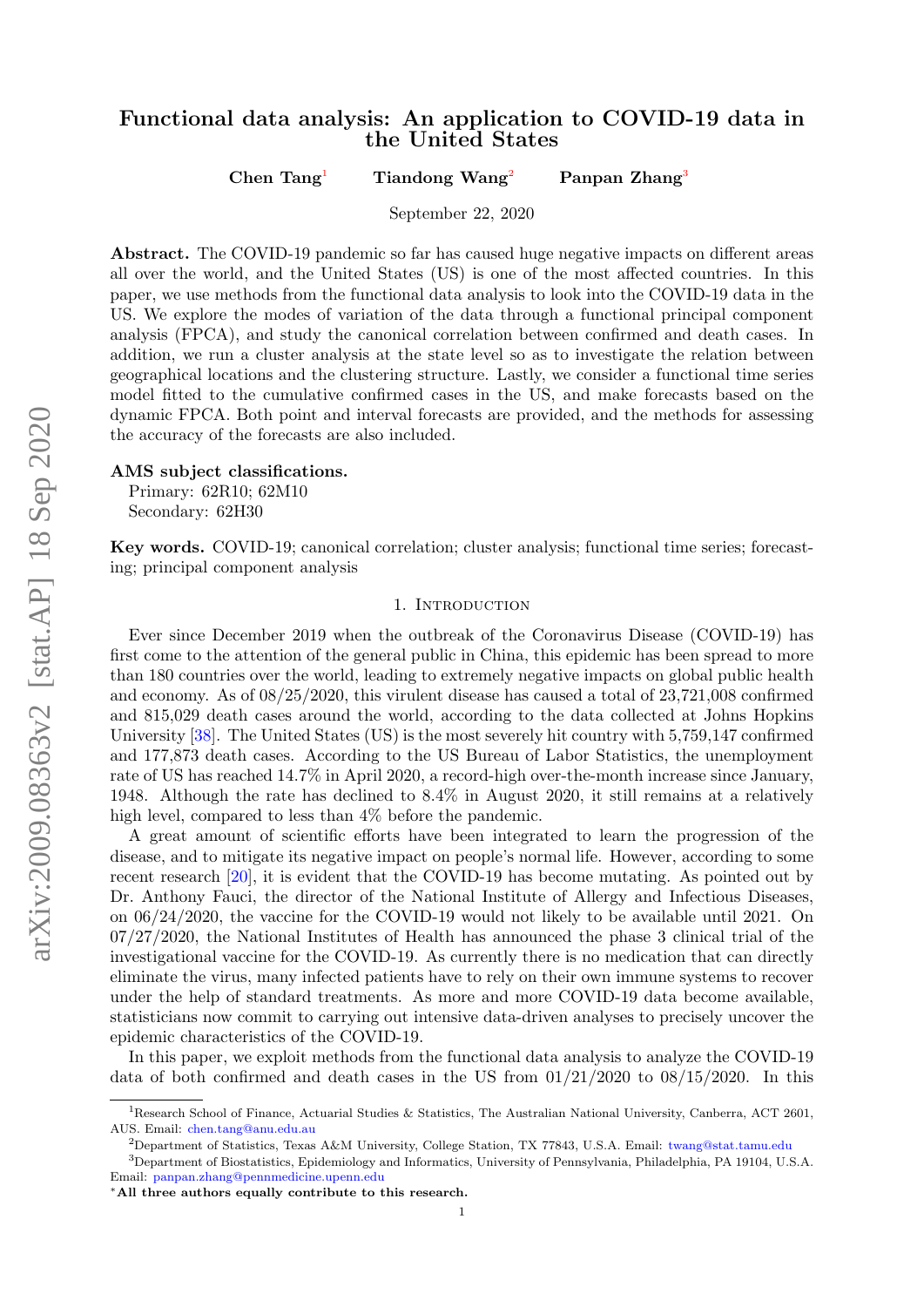# Functional data analysis: An application to COVID-19 data in the United States

**Chen Tang**[1] **Tiandong Wang**[2] **Panpan Zhang**[3]

September 22, 2020

**Abstract.** The COVID-19 pandemic so far has caused huge negative impacts on different areas all over the world, and the United States (US) is one of the most affected countries. In this paper, we use methods from the functional data analysis to look into the COVID-19 data in the US. We explore the modes of variation of the data through a functional principal component analysis (FPCA), and study the canonical correlation between confirmed and death cases. In addition, we run a cluster analysis at the state level so as to investigate the relation between geographical locations and the clustering structure. Lastly, we consider a functional time series model fitted to the cumulative confirmed cases in the US, and make forecasts based on the dynamic FPCA. Both point and interval forecasts are provided, and the methods for assessing the accuracy of the forecasts are also included.

**AMS subject classifications.**
Primary: 62R10; 62M10
Secondary: 62H30

**Key words.** COVID-19; canonical correlation; cluster analysis; functional time series; forecasting; principal component analysis

## 1. Introduction

Ever since December 2019 when the outbreak of the Coronavirus Disease (COVID-19) has first come to the attention of the general public in China, this epidemic has been spread to more than 180 countries over the world, leading to extremely negative impacts on global public health and economy. As of 08/25/2020, this virulent disease has caused a total of 23,721,008 confirmed and 815,029 death cases around the world, according to the data collected at Johns Hopkins University [38]. The United States (US) is the most severely hit country with 5,759,147 confirmed and 177,873 death cases. According to the US Bureau of Labor Statistics, the unemployment rate of US has reached 14.7% in April 2020, a record-high over-the-month increase since January, 1948. Although the rate has declined to 8.4% in August 2020, it still remains at a relatively high level, compared to less than 4% before the pandemic.

A great amount of scientific efforts have been integrated to learn the progression of the disease, and to mitigate its negative impact on people's normal life. However, according to some recent research [20], it is evident that the COVID-19 has become mutating. As pointed out by Dr. Anthony Fauci, the director of the National Institute of Allergy and Infectious Diseases, on 06/24/2020, the vaccine for the COVID-19 would not likely to be available until 2021. On 07/27/2020, the National Institutes of Health has announced the phase 3 clinical trial of the investigational vaccine for the COVID-19. As currently there is no medication that can directly eliminate the virus, many infected patients have to rely on their own immune systems to recover under the help of standard treatments. As more and more COVID-19 data become available, statisticians now commit to carrying out intensive data-driven analyses to precisely uncover the epidemic characteristics of the COVID-19.

In this paper, we exploit methods from the functional data analysis to analyze the COVID-19 data of both confirmed and death cases in the US from 01/21/2020 to 08/15/2020. In this

---

[1] Research School of Finance, Actuarial Studies & Statistics, The Australian National University, Canberra, ACT 2601, AUS. Email: chen.tang@anu.edu.au

[2] Department of Statistics, Texas A&M University, College Station, TX 77843, U.S.A. Email: twang@stat.tamu.edu

[3] Department of Biostatistics, Epidemiology and Informatics, University of Pennsylvania, Philadelphia, PA 19104, U.S.A. Email: panpan.zhang@pennmedicine.upenn.edu

*All three authors equally contribute to this research.**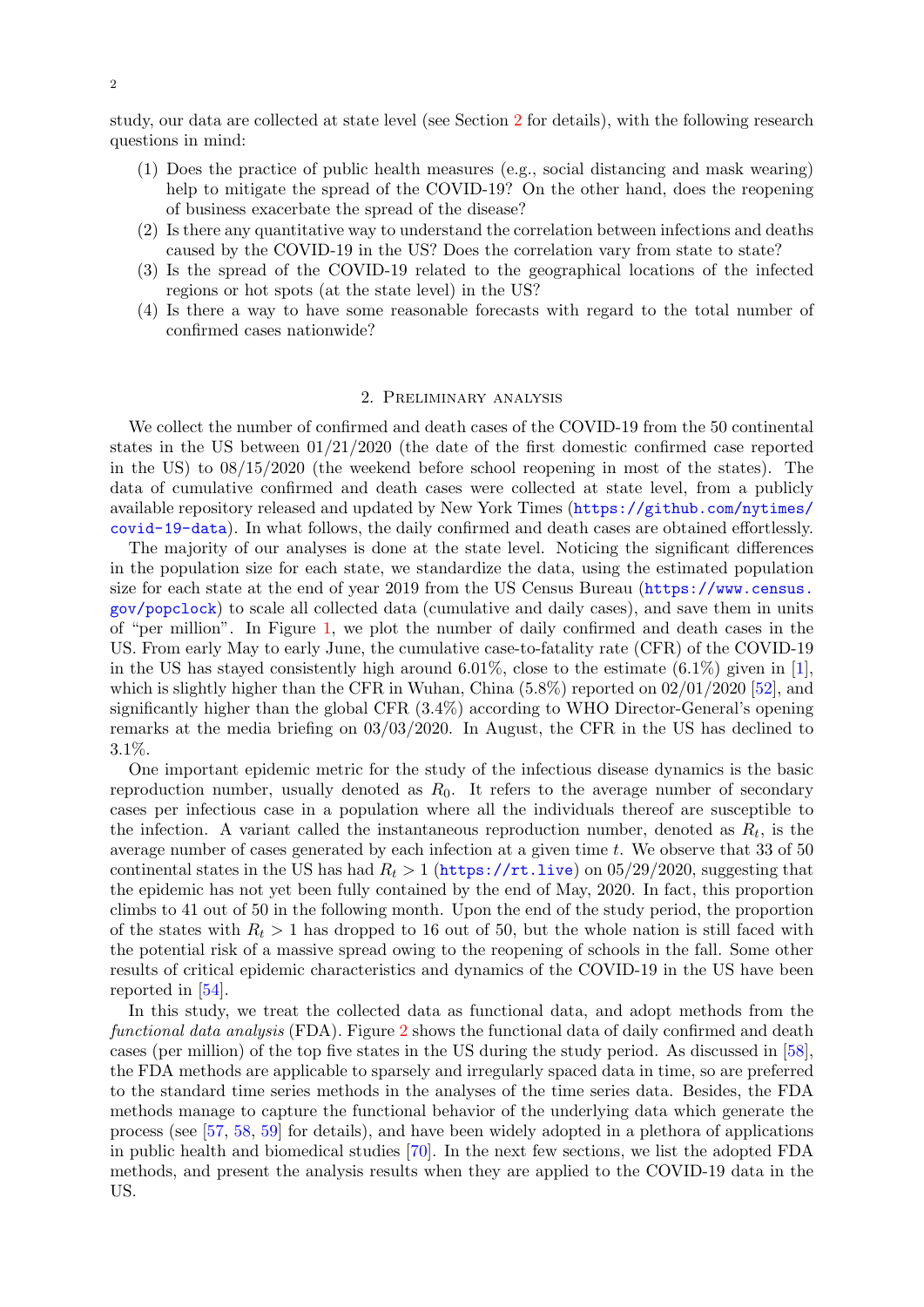study, our data are collected at state level (see Section 2 for details), with the following research questions in mind:

(1) Does the practice of public health measures (e.g., social distancing and mask wearing) help to mitigate the spread of the COVID-19? On the other hand, does the reopening of business exacerbate the spread of the disease?
(2) Is there any quantitative way to understand the correlation between infections and deaths caused by the COVID-19 in the US? Does the correlation vary from state to state?
(3) Is the spread of the COVID-19 related to the geographical locations of the infected regions or hot spots (at the state level) in the US?
(4) Is there a way to have some reasonable forecasts with regard to the total number of confirmed cases nationwide?

## 2. Preliminary analysis

We collect the number of confirmed and death cases of the COVID-19 from the 50 continental states in the US between 01/21/2020 (the date of the first domestic confirmed case reported in the US) to 08/15/2020 (the weekend before school reopening in most of the states). The data of cumulative confirmed and death cases were collected at state level, from a publicly available repository released and updated by New York Times (https://github.com/nytimes/covid-19-data). In what follows, the daily confirmed and death cases are obtained effortlessly.

The majority of our analyses is done at the state level. Noticing the significant differences in the population size for each state, we standardize the data, using the estimated population size for each state at the end of year 2019 from the US Census Bureau (https://www.census.gov/popclock) to scale all collected data (cumulative and daily cases), and save them in units of "per million". In Figure 1, we plot the number of daily confirmed and death cases in the US. From early May to early June, the cumulative case-to-fatality rate (CFR) of the COVID-19 in the US has stayed consistently high around 6.01%, close to the estimate (6.1%) given in [1], which is slightly higher than the CFR in Wuhan, China (5.8%) reported on 02/01/2020 [52], and significantly higher than the global CFR (3.4%) according to WHO Director-General's opening remarks at the media briefing on 03/03/2020. In August, the CFR in the US has declined to 3.1%.

One important epidemic metric for the study of the infectious disease dynamics is the basic reproduction number, usually denoted as $R_0$. It refers to the average number of secondary cases per infectious case in a population where all the individuals thereof are susceptible to the infection. A variant called the instantaneous reproduction number, denoted as $R_t$, is the average number of cases generated by each infection at a given time $t$. We observe that 33 of 50 continental states in the US has had $R_t > 1$ (https://rt.live) on 05/29/2020, suggesting that the epidemic has not yet been fully contained by the end of May, 2020. In fact, this proportion climbs to 41 out of 50 in the following month. Upon the end of the study period, the proportion of the states with $R_t > 1$ has dropped to 16 out of 50, but the whole nation is still faced with the potential risk of a massive spread owing to the reopening of schools in the fall. Some other results of critical epidemic characteristics and dynamics of the COVID-19 in the US have been reported in [54].

In this study, we treat the collected data as functional data, and adopt methods from the *functional data analysis* (FDA). Figure 2 shows the functional data of daily confirmed and death cases (per million) of the top five states in the US during the study period. As discussed in [58], the FDA methods are applicable to sparsely and irregularly spaced data in time, so are preferred to the standard time series methods in the analyses of the time series data. Besides, the FDA methods manage to capture the functional behavior of the underlying data which generate the process (see [57, 58, 59] for details), and have been widely adopted in a plethora of applications in public health and biomedical studies [70]. In the next few sections, we list the adopted FDA methods, and present the analysis results when they are applied to the COVID-19 data in the US.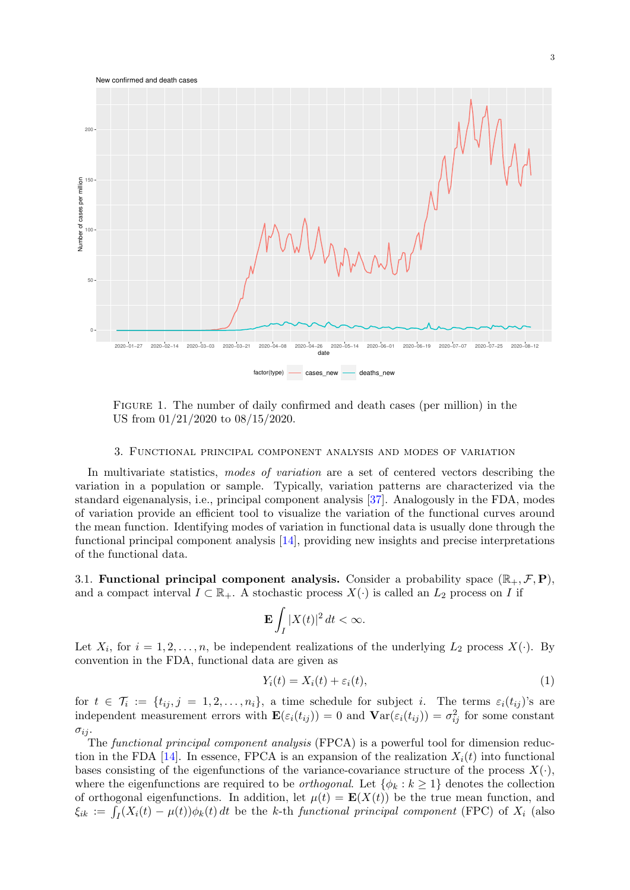FIGURE 1. The number of daily confirmed and death cases (per million) in the US from 01/21/2020 to 08/15/2020.

## 3. Functional principal component analysis and modes of variation

In multivariate statistics, *modes of variation* are a set of centered vectors describing the variation in a population or sample. Typically, variation patterns are characterized via the standard eigenanalysis, i.e., principal component analysis [37]. Analogously in the FDA, modes of variation provide an efficient tool to visualize the variation of the functional curves around the mean function. Identifying modes of variation in functional data is usually done through the functional principal component analysis [14], providing new insights and precise interpretations of the functional data.

### 3.1. Functional principal component analysis.

Consider a probability space $(\mathbb{R}_+, \mathcal{F}, \mathbf{P})$, and a compact interval $I \subset \mathbb{R}_+$. A stochastic process $X(\cdot)$ is called an $L_2$ process on $I$ if

$$\mathbf{E} \int_I |X(t)|^2 \, dt < \infty.$$

Let $X_i$, for $i = 1, 2, \ldots, n$, be independent realizations of the underlying $L_2$ process $X(\cdot)$. By convention in the FDA, functional data are given as

$$Y_i(t) = X_i(t) + \varepsilon_i(t), \tag{1}$$

for $t \in \mathcal{T}_i := \{t_{ij}, j = 1, 2, \ldots, n_i\}$, a time schedule for subject $i$. The terms $\varepsilon_i(t_{ij})$'s are independent measurement errors with $\mathbf{E}(\varepsilon_i(t_{ij})) = 0$ and $\mathbf{V}\text{ar}(\varepsilon_i(t_{ij})) = \sigma_{ij}^2$ for some constant $\sigma_{ij}$.

The *functional principal component analysis* (FPCA) is a powerful tool for dimension reduction in the FDA [14]. In essence, FPCA is an expansion of the realization $X_i(t)$ into functional bases consisting of the eigenfunctions of the variance-covariance structure of the process $X(\cdot)$, where the eigenfunctions are required to be *orthogonal*. Let $\{\phi_k : k \geq 1\}$ denotes the collection of orthogonal eigenfunctions. In addition, let $\mu(t) = \mathbf{E}(X(t))$ be the true mean function, and $\xi_{ik} := \int_I (X_i(t) - \mu(t))\phi_k(t) \, dt$ be the $k$-th *functional principal component* (FPC) of $X_i$ (also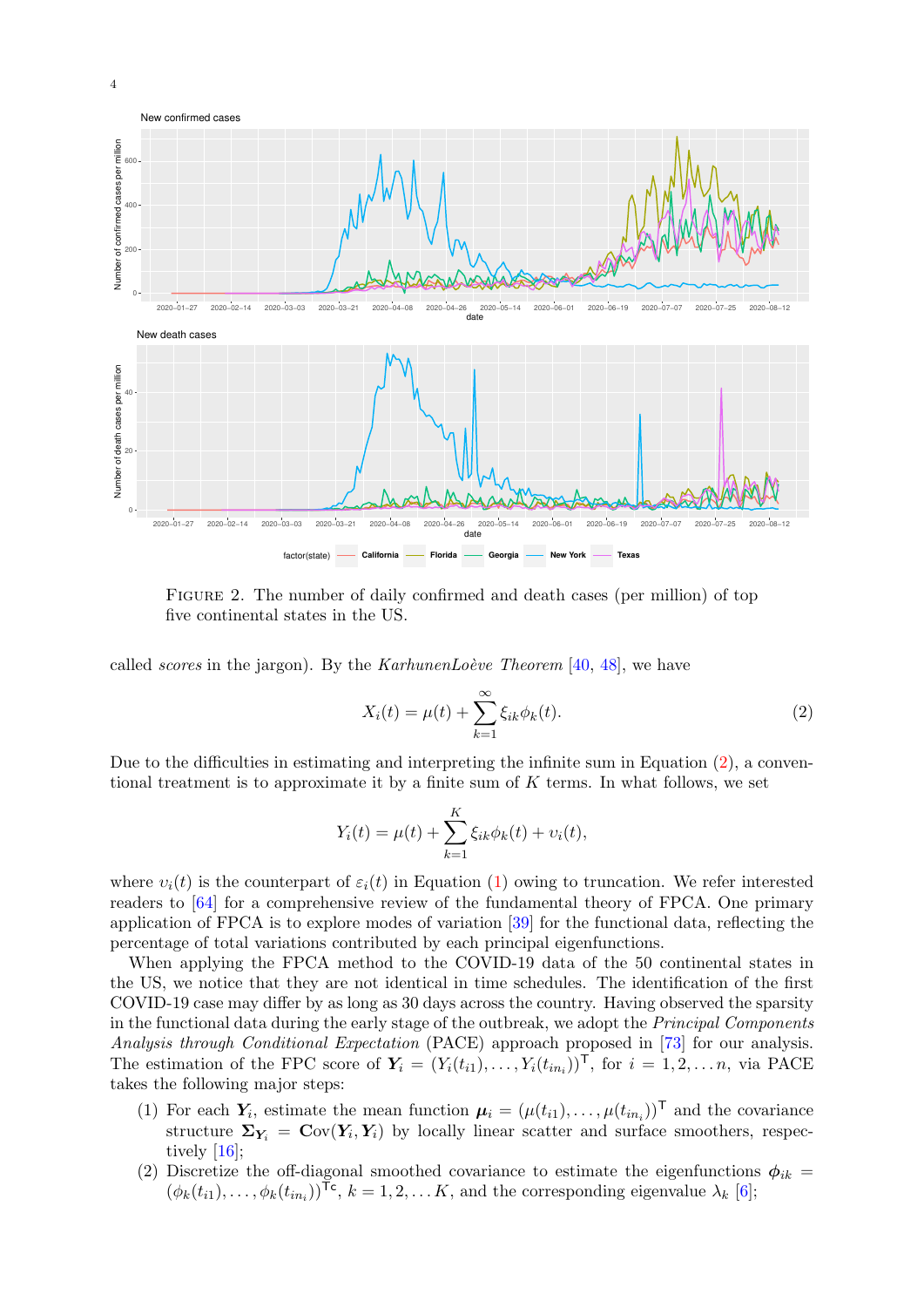FIGURE 2. The number of daily confirmed and death cases (per million) of top five continental states in the US.

called *scores* in the jargon). By the *KarhunenLoève Theorem* [40, 48], we have

$$X_i(t) = \mu(t) + \sum_{k=1}^{\infty} \xi_{ik}\phi_k(t). \tag{2}$$

Due to the difficulties in estimating and interpreting the infinite sum in Equation (2), a conventional treatment is to approximate it by a finite sum of $K$ terms. In what follows, we set

$$Y_i(t) = \mu(t) + \sum_{k=1}^{K} \xi_{ik}\phi_k(t) + \upsilon_i(t),$$

where $\upsilon_i(t)$ is the counterpart of $\varepsilon_i(t)$ in Equation (1) owing to truncation. We refer interested readers to [64] for a comprehensive review of the fundamental theory of FPCA. One primary application of FPCA is to explore modes of variation [39] for the functional data, reflecting the percentage of total variations contributed by each principal eigenfunctions.

When applying the FPCA method to the COVID-19 data of the 50 continental states in the US, we notice that they are not identical in time schedules. The identification of the first COVID-19 case may differ by as long as 30 days across the country. Having observed the sparsity in the functional data during the early stage of the outbreak, we adopt the *Principal Components Analysis through Conditional Expectation* (PACE) approach proposed in [73] for our analysis. The estimation of the FPC score of $\boldsymbol{Y}_i = (Y_i(t_{i1}), \ldots, Y_i(t_{in_i}))^\mathsf{T}$, for $i = 1, 2, \ldots n$, via PACE takes the following major steps:

(1) For each $\boldsymbol{Y}_i$, estimate the mean function $\boldsymbol{\mu}_i = (\mu(t_{i1}), \ldots, \mu(t_{in_i}))^\mathsf{T}$ and the covariance structure $\boldsymbol{\Sigma}_{\boldsymbol{Y}_i} = \mathbf{C}\text{ov}(\boldsymbol{Y}_i, \boldsymbol{Y}_i)$ by locally linear scatter and surface smoothers, respectively [16];
(2) Discretize the off-diagonal smoothed covariance to estimate the eigenfunctions $\boldsymbol{\phi}_{ik} = (\phi_k(t_{i1}), \ldots, \phi_k(t_{in_i}))^{\mathsf{T}c}$, $k = 1, 2, \ldots K$, and the corresponding eigenvalue $\lambda_k$ [6];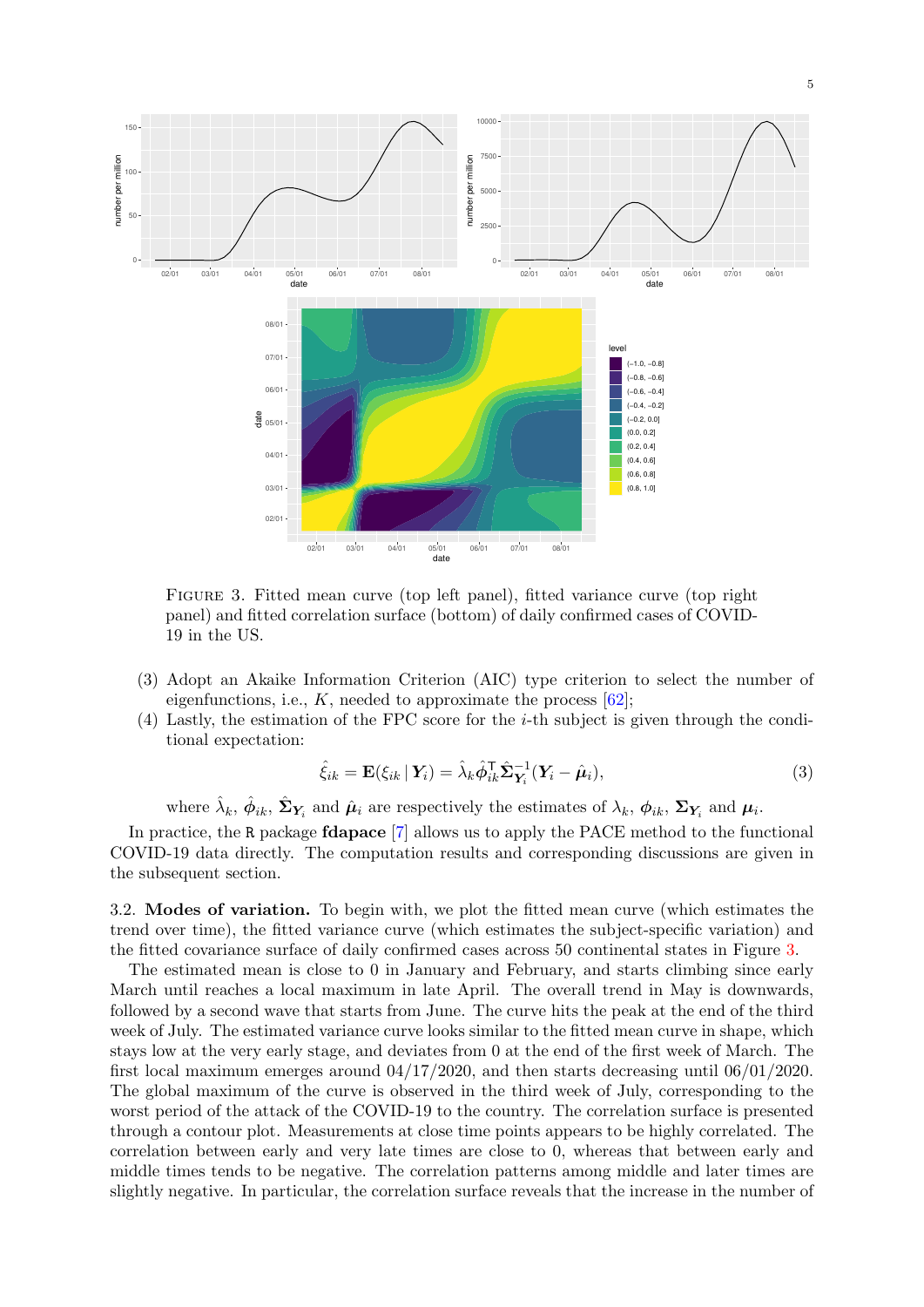FIGURE 3. Fitted mean curve (top left panel), fitted variance curve (top right panel) and fitted correlation surface (bottom) of daily confirmed cases of COVID-19 in the US.

(3) Adopt an Akaike Information Criterion (AIC) type criterion to select the number of eigenfunctions, i.e., $K$, needed to approximate the process [62];

(4) Lastly, the estimation of the FPC score for the $i$-th subject is given through the conditional expectation:

$$\hat{\xi}_{ik} = \mathbf{E}(\xi_{ik} \mid \boldsymbol{Y}_i) = \hat{\lambda}_k \hat{\boldsymbol{\phi}}_{ik}^{\intercal} \hat{\boldsymbol{\Sigma}}_{\boldsymbol{Y}_i}^{-1} (\boldsymbol{Y}_i - \hat{\boldsymbol{\mu}}_i), \tag{3}$$

where $\hat{\lambda}_k$, $\hat{\boldsymbol{\phi}}_{ik}$, $\hat{\boldsymbol{\Sigma}}_{\boldsymbol{Y}_i}$ and $\hat{\boldsymbol{\mu}}_i$ are respectively the estimates of $\lambda_k$, $\boldsymbol{\phi}_{ik}$, $\boldsymbol{\Sigma}_{\boldsymbol{Y}_i}$ and $\boldsymbol{\mu}_i$.

In practice, the R package **fdapace** [7] allows us to apply the PACE method to the functional COVID-19 data directly. The computation results and corresponding discussions are given in the subsequent section.

3.2. **Modes of variation.** To begin with, we plot the fitted mean curve (which estimates the trend over time), the fitted variance curve (which estimates the subject-specific variation) and the fitted covariance surface of daily confirmed cases across 50 continental states in Figure 3.

The estimated mean is close to 0 in January and February, and starts climbing since early March until reaches a local maximum in late April. The overall trend in May is downwards, followed by a second wave that starts from June. The curve hits the peak at the end of the third week of July. The estimated variance curve looks similar to the fitted mean curve in shape, which stays low at the very early stage, and deviates from 0 at the end of the first week of March. The first local maximum emerges around 04/17/2020, and then starts decreasing until 06/01/2020. The global maximum of the curve is observed in the third week of July, corresponding to the worst period of the attack of the COVID-19 to the country. The correlation surface is presented through a contour plot. Measurements at close time points appears to be highly correlated. The correlation between early and very late times are close to 0, whereas that between early and middle times tends to be negative. The correlation patterns among middle and later times are slightly negative. In particular, the correlation surface reveals that the increase in the number of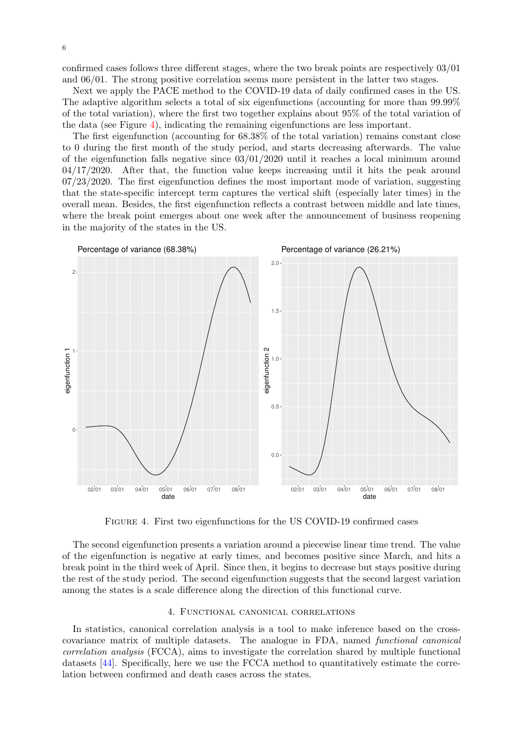confirmed cases follows three different stages, where the two break points are respectively 03/01 and 06/01. The strong positive correlation seems more persistent in the latter two stages.

Next we apply the PACE method to the COVID-19 data of daily confirmed cases in the US. The adaptive algorithm selects a total of six eigenfunctions (accounting for more than 99.99% of the total variation), where the first two together explains about 95% of the total variation of the data (see Figure 4), indicating the remaining eigenfunctions are less important.

The first eigenfunction (accounting for 68.38% of the total variation) remains constant close to 0 during the first month of the study period, and starts decreasing afterwards. The value of the eigenfunction falls negative since 03/01/2020 until it reaches a local minimum around 04/17/2020. After that, the function value keeps increasing until it hits the peak around 07/23/2020. The first eigenfunction defines the most important mode of variation, suggesting that the state-specific intercept term captures the vertical shift (especially later times) in the overall mean. Besides, the first eigenfunction reflects a contrast between middle and late times, where the break point emerges about one week after the announcement of business reopening in the majority of the states in the US.

Figure 4. First two eigenfunctions for the US COVID-19 confirmed cases

The second eigenfunction presents a variation around a piecewise linear time trend. The value of the eigenfunction is negative at early times, and becomes positive since March, and hits a break point in the third week of April. Since then, it begins to decrease but stays positive during the rest of the study period. The second eigenfunction suggests that the second largest variation among the states is a scale difference along the direction of this functional curve.

## 4. Functional canonical correlations

In statistics, canonical correlation analysis is a tool to make inference based on the cross-covariance matrix of multiple datasets. The analogue in FDA, named *functional canonical correlation analysis* (FCCA), aims to investigate the correlation shared by multiple functional datasets [44]. Specifically, here we use the FCCA method to quantitatively estimate the correlation between confirmed and death cases across the states.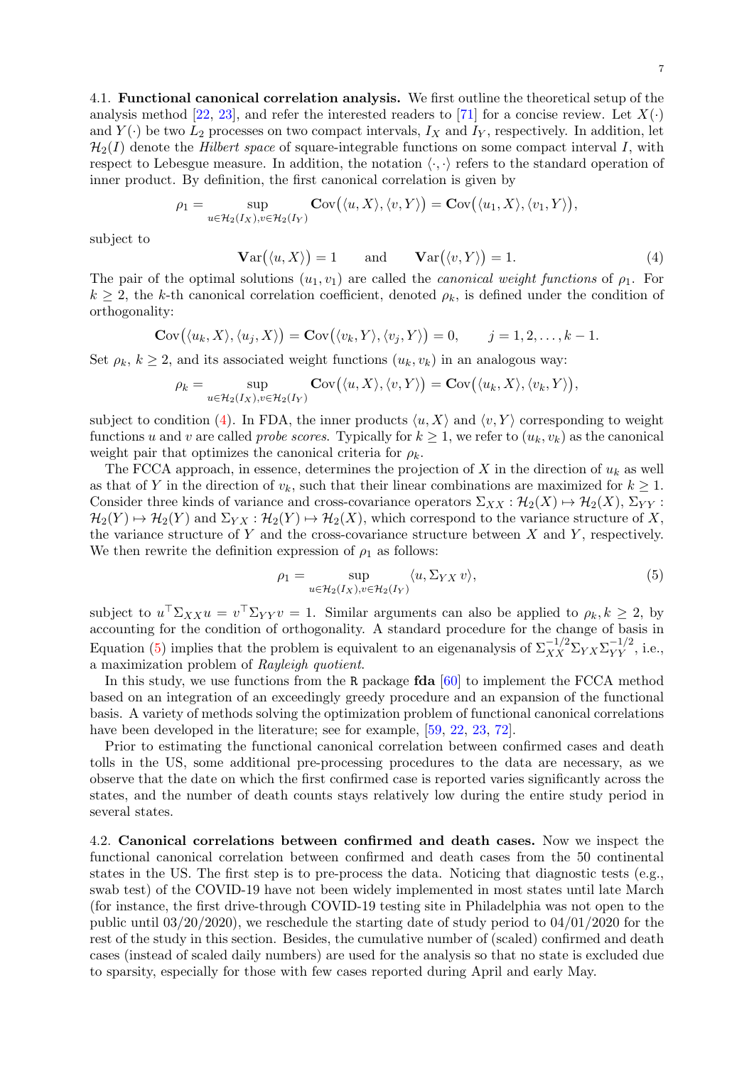4.1. **Functional canonical correlation analysis.** We first outline the theoretical setup of the analysis method [22, 23], and refer the interested readers to [71] for a concise review. Let $X(\cdot)$ and $Y(\cdot)$ be two $L_2$ processes on two compact intervals, $I_X$ and $I_Y$, respectively. In addition, let $\mathcal{H}_2(I)$ denote the *Hilbert space* of square-integrable functions on some compact interval $I$, with respect to Lebesgue measure. In addition, the notation $\langle\cdot,\cdot\rangle$ refers to the standard operation of inner product. By definition, the first canonical correlation is given by

$$\rho_1 = \sup_{u\in\mathcal{H}_2(I_X), v\in\mathcal{H}_2(I_Y)} \mathbf{Cov}\big(\langle u, X\rangle, \langle v, Y\rangle\big) = \mathbf{Cov}\big(\langle u_1, X\rangle, \langle v_1, Y\rangle\big),$$

subject to

$$\mathbf{Var}\big(\langle u, X\rangle\big) = 1 \qquad \text{and} \qquad \mathbf{Var}\big(\langle v, Y\rangle\big) = 1. \tag{4}$$

The pair of the optimal solutions $(u_1, v_1)$ are called the *canonical weight functions* of $\rho_1$. For $k \geq 2$, the $k$-th canonical correlation coefficient, denoted $\rho_k$, is defined under the condition of orthogonality:

$$\mathbf{Cov}\big(\langle u_k, X\rangle, \langle u_j, X\rangle\big) = \mathbf{Cov}\big(\langle v_k, Y\rangle, \langle v_j, Y\rangle\big) = 0, \qquad j = 1, 2, \ldots, k-1.$$

Set $\rho_k$, $k \geq 2$, and its associated weight functions $(u_k, v_k)$ in an analogous way:

$$\rho_k = \sup_{u\in\mathcal{H}_2(I_X), v\in\mathcal{H}_2(I_Y)} \mathbf{Cov}\big(\langle u, X\rangle, \langle v, Y\rangle\big) = \mathbf{Cov}\big(\langle u_k, X\rangle, \langle v_k, Y\rangle\big),$$

subject to condition (4). In FDA, the inner products $\langle u, X\rangle$ and $\langle v, Y\rangle$ corresponding to weight functions $u$ and $v$ are called *probe scores*. Typically for $k \geq 1$, we refer to $(u_k, v_k)$ as the canonical weight pair that optimizes the canonical criteria for $\rho_k$.

The FCCA approach, in essence, determines the projection of $X$ in the direction of $u_k$ as well as that of $Y$ in the direction of $v_k$, such that their linear combinations are maximized for $k \geq 1$. Consider three kinds of variance and cross-covariance operators $\Sigma_{XX} : \mathcal{H}_2(X) \mapsto \mathcal{H}_2(X)$, $\Sigma_{YY} : \mathcal{H}_2(Y) \mapsto \mathcal{H}_2(Y)$ and $\Sigma_{YX} : \mathcal{H}_2(Y) \mapsto \mathcal{H}_2(X)$, which correspond to the variance structure of $X$, the variance structure of $Y$ and the cross-covariance structure between $X$ and $Y$, respectively. We then rewrite the definition expression of $\rho_1$ as follows:

$$\rho_1 = \sup_{u\in\mathcal{H}_2(I_X), v\in\mathcal{H}_2(I_Y)} \langle u, \Sigma_{YX}\, v\rangle, \tag{5}$$

subject to $u^\top \Sigma_{XX} u = v^\top \Sigma_{YY} v = 1$. Similar arguments can also be applied to $\rho_k, k \geq 2$, by accounting for the condition of orthogonality. A standard procedure for the change of basis in Equation (5) implies that the problem is equivalent to an eigenanalysis of $\Sigma_{XX}^{-1/2}\Sigma_{YX}\Sigma_{YY}^{-1/2}$, i.e., a maximization problem of *Rayleigh quotient*.

In this study, we use functions from the R package **fda** [60] to implement the FCCA method based on an integration of an exceedingly greedy procedure and an expansion of the functional basis. A variety of methods solving the optimization problem of functional canonical correlations have been developed in the literature; see for example, [59, 22, 23, 72].

Prior to estimating the functional canonical correlation between confirmed cases and death tolls in the US, some additional pre-processing procedures to the data are necessary, as we observe that the date on which the first confirmed case is reported varies significantly across the states, and the number of death counts stays relatively low during the entire study period in several states.

4.2. **Canonical correlations between confirmed and death cases.** Now we inspect the functional canonical correlation between confirmed and death cases from the 50 continental states in the US. The first step is to pre-process the data. Noticing that diagnostic tests (e.g., swab test) of the COVID-19 have not been widely implemented in most states until late March (for instance, the first drive-through COVID-19 testing site in Philadelphia was not open to the public until 03/20/2020), we reschedule the starting date of study period to 04/01/2020 for the rest of the study in this section. Besides, the cumulative number of (scaled) confirmed and death cases (instead of scaled daily numbers) are used for the analysis so that no state is excluded due to sparsity, especially for those with few cases reported during April and early May.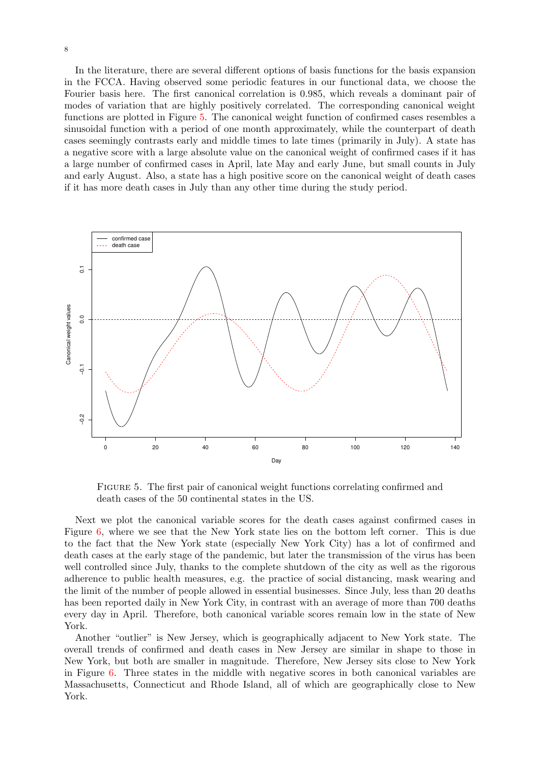In the literature, there are several different options of basis functions for the basis expansion in the FCCA. Having observed some periodic features in our functional data, we choose the Fourier basis here. The first canonical correlation is 0.985, which reveals a dominant pair of modes of variation that are highly positively correlated. The corresponding canonical weight functions are plotted in Figure 5. The canonical weight function of confirmed cases resembles a sinusoidal function with a period of one month approximately, while the counterpart of death cases seemingly contrasts early and middle times to late times (primarily in July). A state has a negative score with a large absolute value on the canonical weight of confirmed cases if it has a large number of confirmed cases in April, late May and early June, but small counts in July and early August. Also, a state has a high positive score on the canonical weight of death cases if it has more death cases in July than any other time during the study period.

Figure 5. The first pair of canonical weight functions correlating confirmed and death cases of the 50 continental states in the US.

Next we plot the canonical variable scores for the death cases against confirmed cases in Figure 6, where we see that the New York state lies on the bottom left corner. This is due to the fact that the New York state (especially New York City) has a lot of confirmed and death cases at the early stage of the pandemic, but later the transmission of the virus has been well controlled since July, thanks to the complete shutdown of the city as well as the rigorous adherence to public health measures, e.g. the practice of social distancing, mask wearing and the limit of the number of people allowed in essential businesses. Since July, less than 20 deaths has been reported daily in New York City, in contrast with an average of more than 700 deaths every day in April. Therefore, both canonical variable scores remain low in the state of New York.

Another "outlier" is New Jersey, which is geographically adjacent to New York state. The overall trends of confirmed and death cases in New Jersey are similar in shape to those in New York, but both are smaller in magnitude. Therefore, New Jersey sits close to New York in Figure 6. Three states in the middle with negative scores in both canonical variables are Massachusetts, Connecticut and Rhode Island, all of which are geographically close to New York.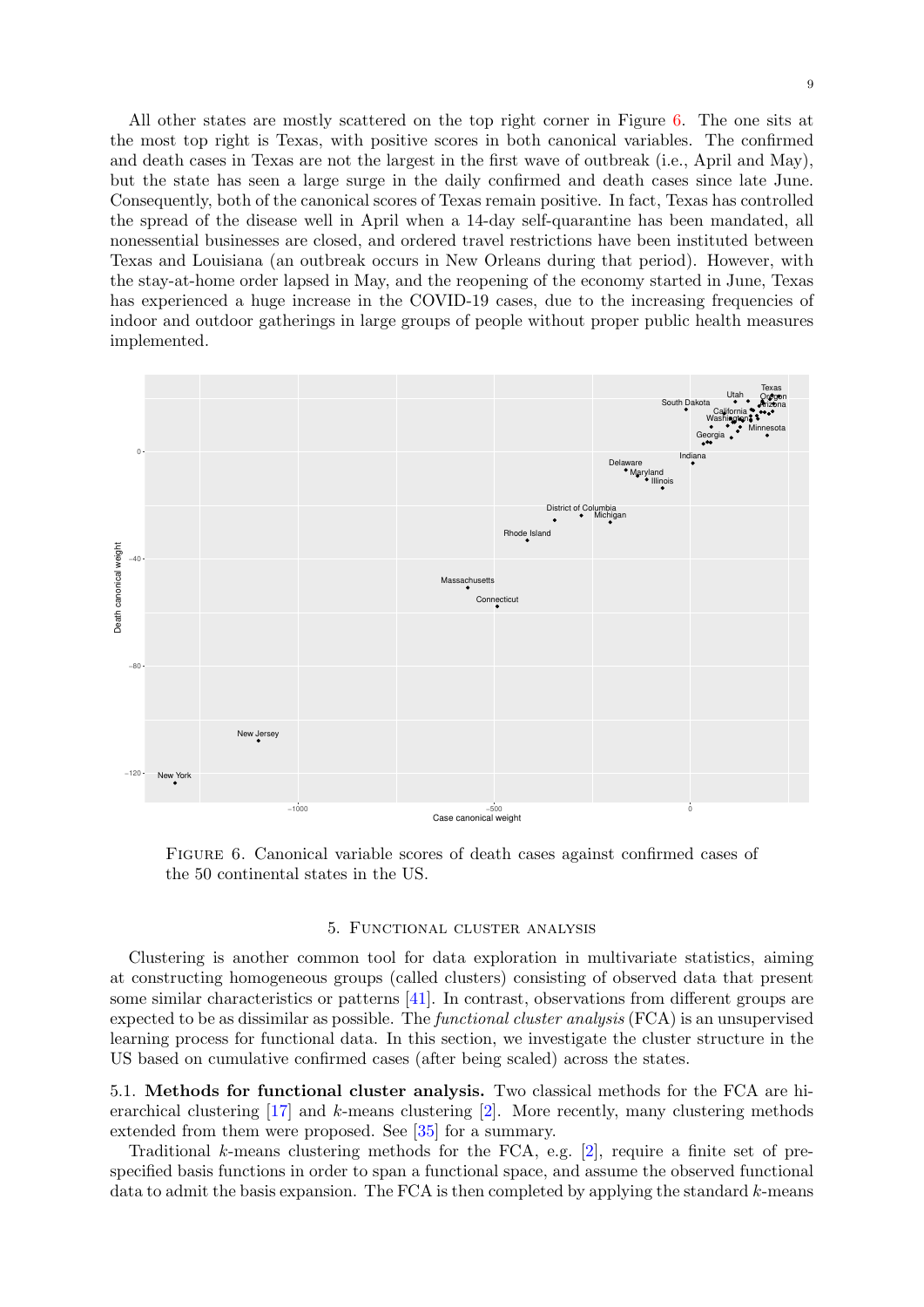All other states are mostly scattered on the top right corner in Figure 6. The one sits at the most top right is Texas, with positive scores in both canonical variables. The confirmed and death cases in Texas are not the largest in the first wave of outbreak (i.e., April and May), but the state has seen a large surge in the daily confirmed and death cases since late June. Consequently, both of the canonical scores of Texas remain positive. In fact, Texas has controlled the spread of the disease well in April when a 14-day self-quarantine has been mandated, all nonessential businesses are closed, and ordered travel restrictions have been instituted between Texas and Louisiana (an outbreak occurs in New Orleans during that period). However, with the stay-at-home order lapsed in May, and the reopening of the economy started in June, Texas has experienced a huge increase in the COVID-19 cases, due to the increasing frequencies of indoor and outdoor gatherings in large groups of people without proper public health measures implemented.

Figure 6. Canonical variable scores of death cases against confirmed cases of the 50 continental states in the US.

## 5. Functional cluster analysis

Clustering is another common tool for data exploration in multivariate statistics, aiming at constructing homogeneous groups (called clusters) consisting of observed data that present some similar characteristics or patterns [41]. In contrast, observations from different groups are expected to be as dissimilar as possible. The *functional cluster analysis* (FCA) is an unsupervised learning process for functional data. In this section, we investigate the cluster structure in the US based on cumulative confirmed cases (after being scaled) across the states.

### 5.1. Methods for functional cluster analysis.

Two classical methods for the FCA are hierarchical clustering [17] and $k$-means clustering [2]. More recently, many clustering methods extended from them were proposed. See [35] for a summary.

Traditional $k$-means clustering methods for the FCA, e.g. [2], require a finite set of pre-specified basis functions in order to span a functional space, and assume the observed functional data to admit the basis expansion. The FCA is then completed by applying the standard $k$-means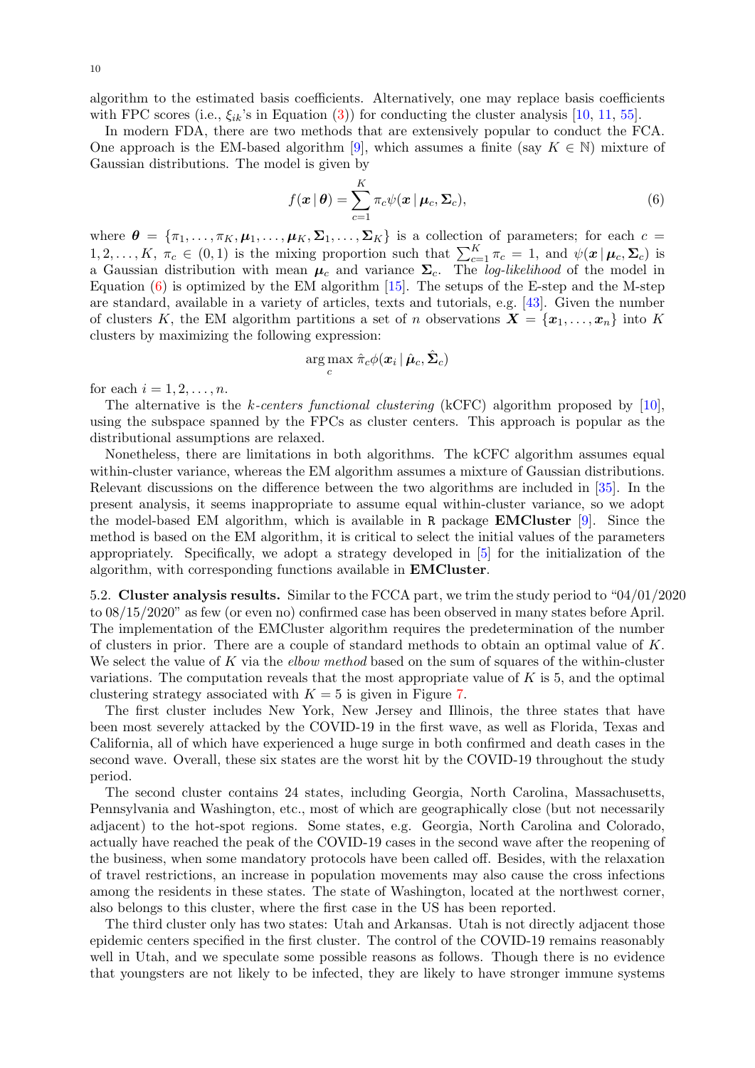algorithm to the estimated basis coefficients. Alternatively, one may replace basis coefficients with FPC scores (i.e., $\xi_{ik}$'s in Equation (3)) for conducting the cluster analysis [10, 11, 55].

In modern FDA, there are two methods that are extensively popular to conduct the FCA. One approach is the EM-based algorithm [9], which assumes a finite (say $K \in \mathbb{N}$) mixture of Gaussian distributions. The model is given by

$$f(\boldsymbol{x} \mid \boldsymbol{\theta}) = \sum_{c=1}^{K} \pi_c \psi(\boldsymbol{x} \mid \boldsymbol{\mu}_c, \boldsymbol{\Sigma}_c), \tag{6}$$

where $\boldsymbol{\theta} = \{\pi_1, \ldots, \pi_K, \boldsymbol{\mu}_1, \ldots, \boldsymbol{\mu}_K, \boldsymbol{\Sigma}_1, \ldots, \boldsymbol{\Sigma}_K\}$ is a collection of parameters; for each $c = 1, 2, \ldots, K$, $\pi_c \in (0, 1)$ is the mixing proportion such that $\sum_{c=1}^{K} \pi_c = 1$, and $\psi(\boldsymbol{x} \mid \boldsymbol{\mu}_c, \boldsymbol{\Sigma}_c)$ is a Gaussian distribution with mean $\boldsymbol{\mu}_c$ and variance $\boldsymbol{\Sigma}_c$. The *log-likelihood* of the model in Equation (6) is optimized by the EM algorithm [15]. The setups of the E-step and the M-step are standard, available in a variety of articles, texts and tutorials, e.g. [43]. Given the number of clusters $K$, the EM algorithm partitions a set of $n$ observations $\boldsymbol{X} = \{\boldsymbol{x}_1, \ldots, \boldsymbol{x}_n\}$ into $K$ clusters by maximizing the following expression:

$$\arg\max_{c} \hat{\pi}_c \phi(\boldsymbol{x}_i \mid \hat{\boldsymbol{\mu}}_c, \hat{\boldsymbol{\Sigma}}_c)$$

for each $i = 1, 2, \ldots, n$.

The alternative is the *k-centers functional clustering* (kCFC) algorithm proposed by [10], using the subspace spanned by the FPCs as cluster centers. This approach is popular as the distributional assumptions are relaxed.

Nonetheless, there are limitations in both algorithms. The kCFC algorithm assumes equal within-cluster variance, whereas the EM algorithm assumes a mixture of Gaussian distributions. Relevant discussions on the difference between the two algorithms are included in [35]. In the present analysis, it seems inappropriate to assume equal within-cluster variance, so we adopt the model-based EM algorithm, which is available in R package **EMCluster** [9]. Since the method is based on the EM algorithm, it is critical to select the initial values of the parameters appropriately. Specifically, we adopt a strategy developed in [5] for the initialization of the algorithm, with corresponding functions available in **EMCluster**.

5.2. **Cluster analysis results.** Similar to the FCCA part, we trim the study period to "04/01/2020 to 08/15/2020" as few (or even no) confirmed case has been observed in many states before April. The implementation of the EMCluster algorithm requires the predetermination of the number of clusters in prior. There are a couple of standard methods to obtain an optimal value of $K$. We select the value of $K$ via the *elbow method* based on the sum of squares of the within-cluster variations. The computation reveals that the most appropriate value of $K$ is 5, and the optimal clustering strategy associated with $K = 5$ is given in Figure 7.

The first cluster includes New York, New Jersey and Illinois, the three states that have been most severely attacked by the COVID-19 in the first wave, as well as Florida, Texas and California, all of which have experienced a huge surge in both confirmed and death cases in the second wave. Overall, these six states are the worst hit by the COVID-19 throughout the study period.

The second cluster contains 24 states, including Georgia, North Carolina, Massachusetts, Pennsylvania and Washington, etc., most of which are geographically close (but not necessarily adjacent) to the hot-spot regions. Some states, e.g. Georgia, North Carolina and Colorado, actually have reached the peak of the COVID-19 cases in the second wave after the reopening of the business, when some mandatory protocols have been called off. Besides, with the relaxation of travel restrictions, an increase in population movements may also cause the cross infections among the residents in these states. The state of Washington, located at the northwest corner, also belongs to this cluster, where the first case in the US has been reported.

The third cluster only has two states: Utah and Arkansas. Utah is not directly adjacent those epidemic centers specified in the first cluster. The control of the COVID-19 remains reasonably well in Utah, and we speculate some possible reasons as follows. Though there is no evidence that youngsters are not likely to be infected, they are likely to have stronger immune systems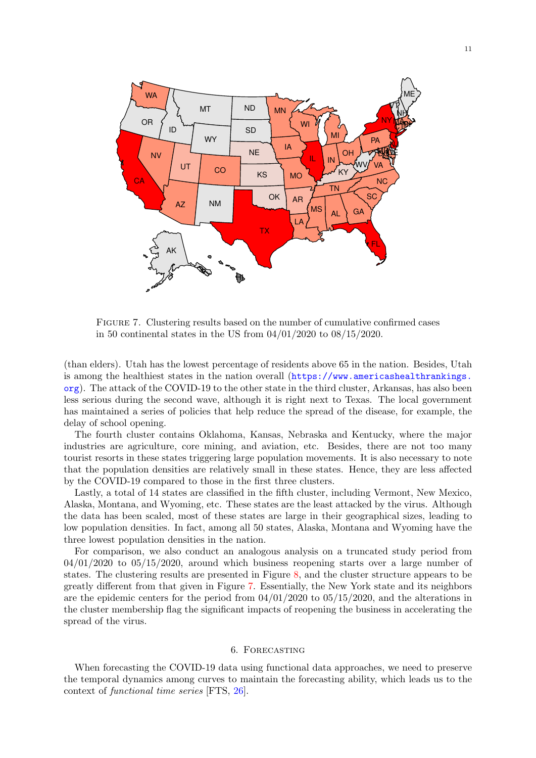FIGURE 7. Clustering results based on the number of cumulative confirmed cases in 50 continental states in the US from 04/01/2020 to 08/15/2020.

(than elders). Utah has the lowest percentage of residents above 65 in the nation. Besides, Utah is among the healthiest states in the nation overall (https://www.americashealthrankings.org). The attack of the COVID-19 to the other state in the third cluster, Arkansas, has also been less serious during the second wave, although it is right next to Texas. The local government has maintained a series of policies that help reduce the spread of the disease, for example, the delay of school opening.

The fourth cluster contains Oklahoma, Kansas, Nebraska and Kentucky, where the major industries are agriculture, core mining, and aviation, etc. Besides, there are not too many tourist resorts in these states triggering large population movements. It is also necessary to note that the population densities are relatively small in these states. Hence, they are less affected by the COVID-19 compared to those in the first three clusters.

Lastly, a total of 14 states are classified in the fifth cluster, including Vermont, New Mexico, Alaska, Montana, and Wyoming, etc. These states are the least attacked by the virus. Although the data has been scaled, most of these states are large in their geographical sizes, leading to low population densities. In fact, among all 50 states, Alaska, Montana and Wyoming have the three lowest population densities in the nation.

For comparison, we also conduct an analogous analysis on a truncated study period from 04/01/2020 to 05/15/2020, around which business reopening starts over a large number of states. The clustering results are presented in Figure 8, and the cluster structure appears to be greatly different from that given in Figure 7. Essentially, the New York state and its neighbors are the epidemic centers for the period from 04/01/2020 to 05/15/2020, and the alterations in the cluster membership flag the significant impacts of reopening the business in accelerating the spread of the virus.

## 6. FORECASTING

When forecasting the COVID-19 data using functional data approaches, we need to preserve the temporal dynamics among curves to maintain the forecasting ability, which leads us to the context of *functional time series* [FTS, 26].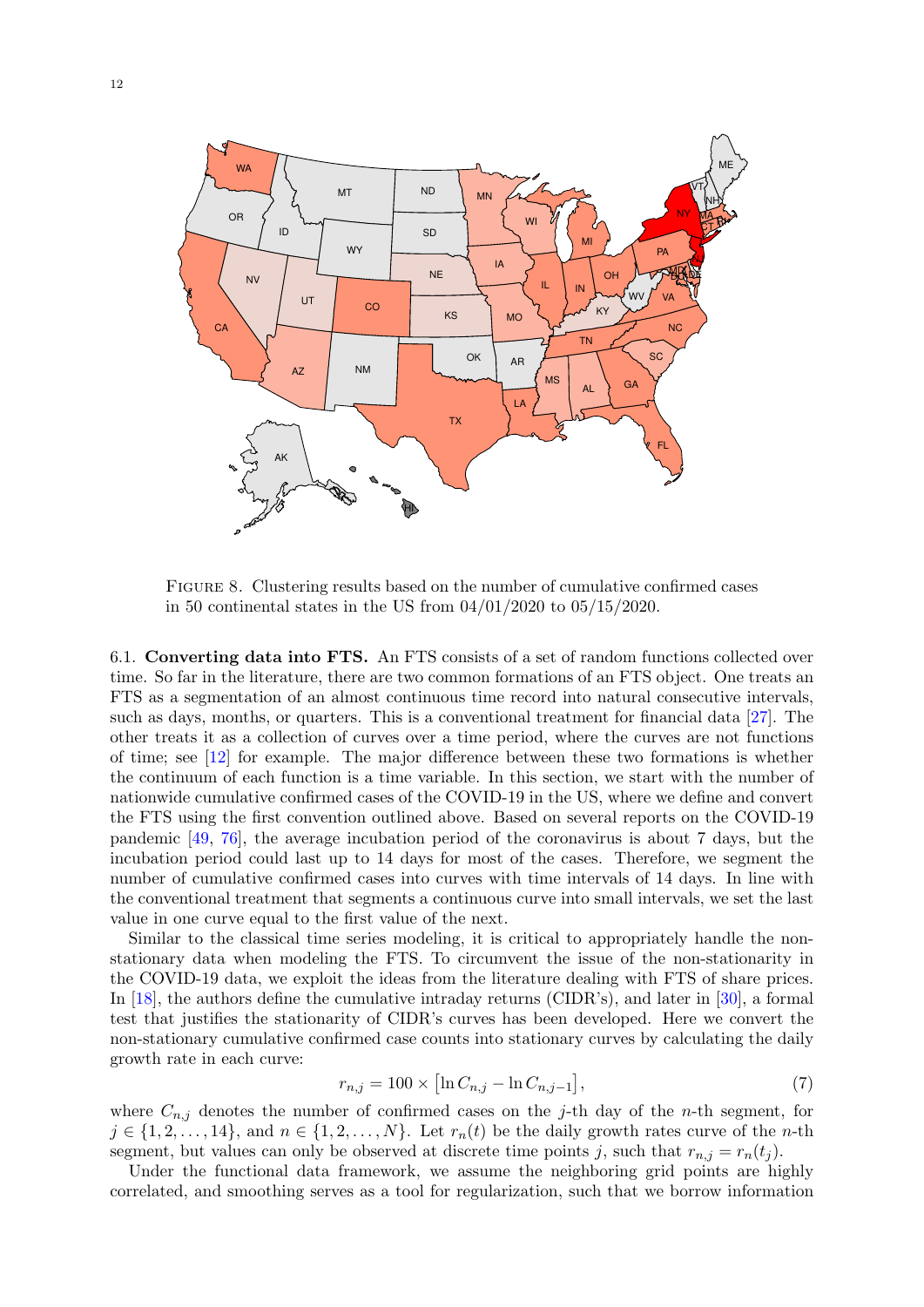FIGURE 8. Clustering results based on the number of cumulative confirmed cases in 50 continental states in the US from 04/01/2020 to 05/15/2020.

6.1. **Converting data into FTS.** An FTS consists of a set of random functions collected over time. So far in the literature, there are two common formations of an FTS object. One treats an FTS as a segmentation of an almost continuous time record into natural consecutive intervals, such as days, months, or quarters. This is a conventional treatment for financial data [27]. The other treats it as a collection of curves over a time period, where the curves are not functions of time; see [12] for example. The major difference between these two formations is whether the continuum of each function is a time variable. In this section, we start with the number of nationwide cumulative confirmed cases of the COVID-19 in the US, where we define and convert the FTS using the first convention outlined above. Based on several reports on the COVID-19 pandemic [49, 76], the average incubation period of the coronavirus is about 7 days, but the incubation period could last up to 14 days for most of the cases. Therefore, we segment the number of cumulative confirmed cases into curves with time intervals of 14 days. In line with the conventional treatment that segments a continuous curve into small intervals, we set the last value in one curve equal to the first value of the next.

Similar to the classical time series modeling, it is critical to appropriately handle the non-stationary data when modeling the FTS. To circumvent the issue of the non-stationarity in the COVID-19 data, we exploit the ideas from the literature dealing with FTS of share prices. In [18], the authors define the cumulative intraday returns (CIDR's), and later in [30], a formal test that justifies the stationarity of CIDR's curves has been developed. Here we convert the non-stationary cumulative confirmed case counts into stationary curves by calculating the daily growth rate in each curve:

$$r_{n,j} = 100 \times \left[\ln C_{n,j} - \ln C_{n,j-1}\right], \tag{7}$$

where $C_{n,j}$ denotes the number of confirmed cases on the $j$-th day of the $n$-th segment, for $j \in \{1, 2, \ldots, 14\}$, and $n \in \{1, 2, \ldots, N\}$. Let $r_n(t)$ be the daily growth rates curve of the $n$-th segment, but values can only be observed at discrete time points $j$, such that $r_{n,j} = r_n(t_j)$.

Under the functional data framework, we assume the neighboring grid points are highly correlated, and smoothing serves as a tool for regularization, such that we borrow information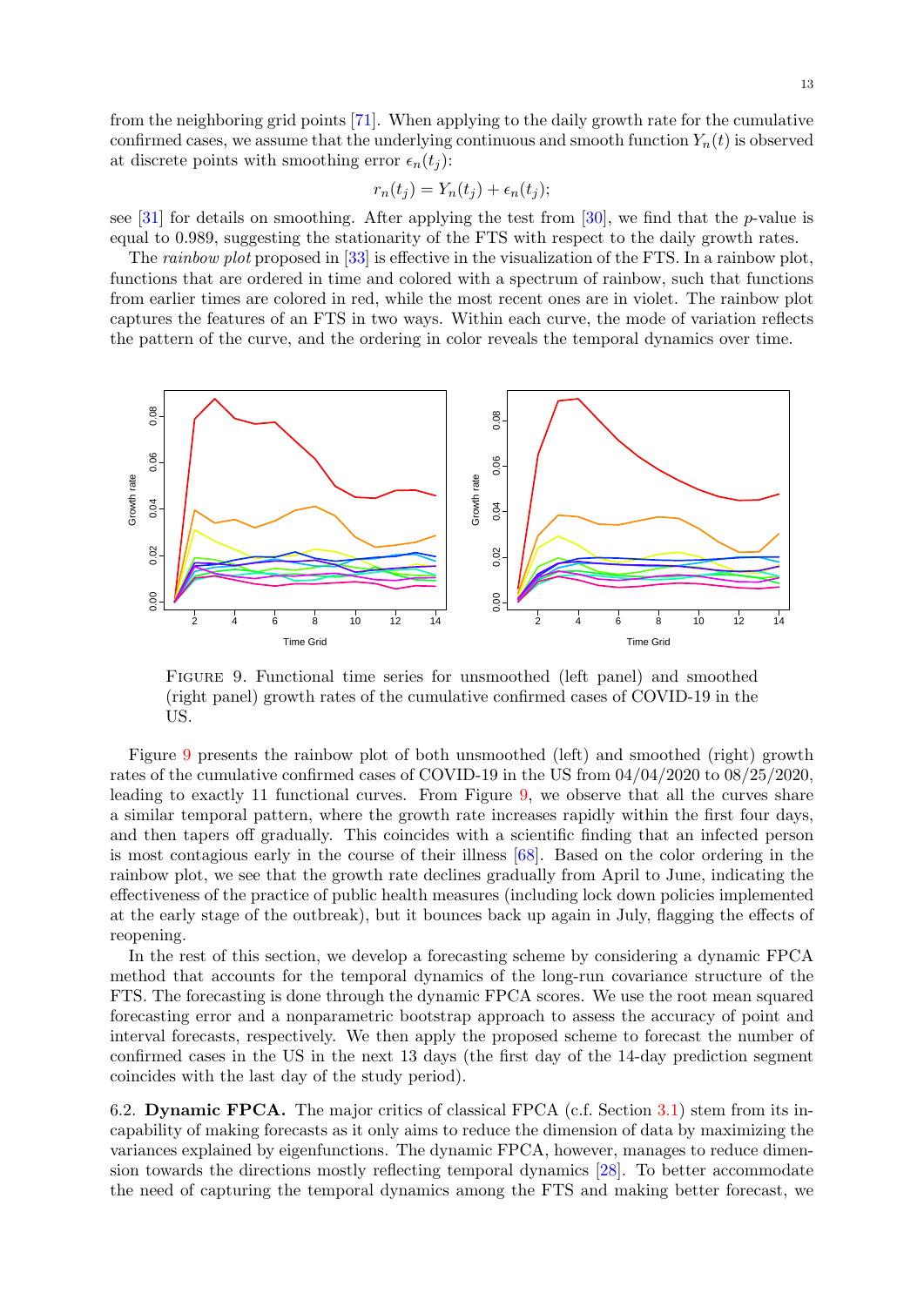from the neighboring grid points [71]. When applying to the daily growth rate for the cumulative confirmed cases, we assume that the underlying continuous and smooth function $Y_n(t)$ is observed at discrete points with smoothing error $\epsilon_n(t_j)$:

$$r_n(t_j) = Y_n(t_j) + \epsilon_n(t_j);$$

see [31] for details on smoothing. After applying the test from [30], we find that the $p$-value is equal to 0.989, suggesting the stationarity of the FTS with respect to the daily growth rates.

The *rainbow plot* proposed in [33] is effective in the visualization of the FTS. In a rainbow plot, functions that are ordered in time and colored with a spectrum of rainbow, such that functions from earlier times are colored in red, while the most recent ones are in violet. The rainbow plot captures the features of an FTS in two ways. Within each curve, the mode of variation reflects the pattern of the curve, and the ordering in color reveals the temporal dynamics over time.

FIGURE 9. Functional time series for unsmoothed (left panel) and smoothed (right panel) growth rates of the cumulative confirmed cases of COVID-19 in the US.

Figure 9 presents the rainbow plot of both unsmoothed (left) and smoothed (right) growth rates of the cumulative confirmed cases of COVID-19 in the US from 04/04/2020 to 08/25/2020, leading to exactly 11 functional curves. From Figure 9, we observe that all the curves share a similar temporal pattern, where the growth rate increases rapidly within the first four days, and then tapers off gradually. This coincides with a scientific finding that an infected person is most contagious early in the course of their illness [68]. Based on the color ordering in the rainbow plot, we see that the growth rate declines gradually from April to June, indicating the effectiveness of the practice of public health measures (including lock down policies implemented at the early stage of the outbreak), but it bounces back up again in July, flagging the effects of reopening.

In the rest of this section, we develop a forecasting scheme by considering a dynamic FPCA method that accounts for the temporal dynamics of the long-run covariance structure of the FTS. The forecasting is done through the dynamic FPCA scores. We use the root mean squared forecasting error and a nonparametric bootstrap approach to assess the accuracy of point and interval forecasts, respectively. We then apply the proposed scheme to forecast the number of confirmed cases in the US in the next 13 days (the first day of the 14-day prediction segment coincides with the last day of the study period).

6.2. **Dynamic FPCA.** The major critics of classical FPCA (c.f. Section 3.1) stem from its incapability of making forecasts as it only aims to reduce the dimension of data by maximizing the variances explained by eigenfunctions. The dynamic FPCA, however, manages to reduce dimension towards the directions mostly reflecting temporal dynamics [28]. To better accommodate the need of capturing the temporal dynamics among the FTS and making better forecast, we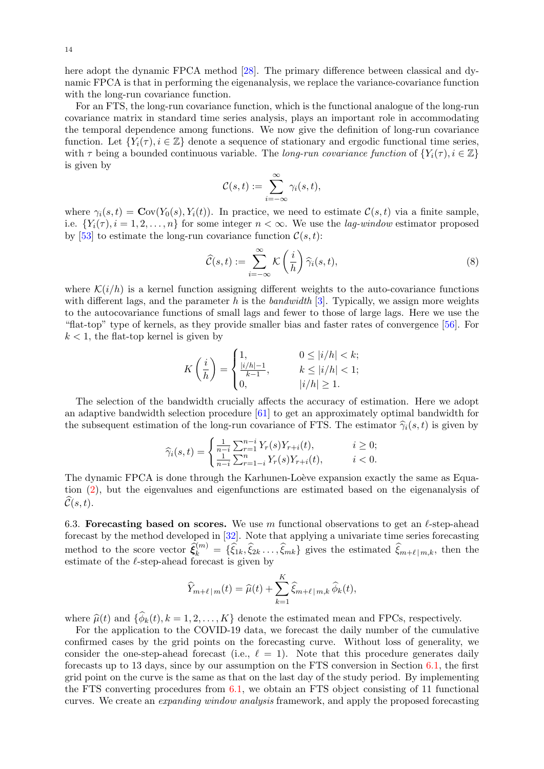here adopt the dynamic FPCA method [28]. The primary difference between classical and dynamic FPCA is that in performing the eigenanalysis, we replace the variance-covariance function with the long-run covariance function.

For an FTS, the long-run covariance function, which is the functional analogue of the long-run covariance matrix in standard time series analysis, plays an important role in accommodating the temporal dependence among functions. We now give the definition of long-run covariance function. Let $\{Y_i(\tau), i \in \mathbb{Z}\}$ denote a sequence of stationary and ergodic functional time series, with $\tau$ being a bounded continuous variable. The *long-run covariance function* of $\{Y_i(\tau), i \in \mathbb{Z}\}$ is given by

$$\mathcal{C}(s,t) := \sum_{i=-\infty}^{\infty} \gamma_i(s,t),$$

where $\gamma_i(s,t) = \mathbf{C}\text{ov}(Y_0(s), Y_i(t))$. In practice, we need to estimate $\mathcal{C}(s,t)$ via a finite sample, i.e. $\{Y_i(\tau), i = 1, 2, \ldots, n\}$ for some integer $n < \infty$. We use the *lag-window* estimator proposed by [53] to estimate the long-run covariance function $\mathcal{C}(s,t)$:

$$\widehat{\mathcal{C}}(s,t) := \sum_{i=-\infty}^{\infty} \mathcal{K}\left(\frac{i}{h}\right) \widehat{\gamma}_i(s,t), \tag{8}$$

where $\mathcal{K}(i/h)$ is a kernel function assigning different weights to the auto-covariance functions with different lags, and the parameter $h$ is the *bandwidth* [3]. Typically, we assign more weights to the autocovariance functions of small lags and fewer to those of large lags. Here we use the "flat-top" type of kernels, as they provide smaller bias and faster rates of convergence [56]. For $k < 1$, the flat-top kernel is given by

$$K\left(\frac{i}{h}\right) = \begin{cases} 1, & 0 \leq |i/h| < k; \\ \frac{|i/h|-1}{k-1}, & k \leq |i/h| < 1; \\ 0, & |i/h| \geq 1. \end{cases}$$

The selection of the bandwidth crucially affects the accuracy of estimation. Here we adopt an adaptive bandwidth selection procedure [61] to get an approximately optimal bandwidth for the subsequent estimation of the long-run covariance of FTS. The estimator $\widehat{\gamma}_i(s,t)$ is given by

$$\widehat{\gamma}_i(s,t) = \begin{cases} \frac{1}{n-i} \sum_{r=1}^{n-i} Y_r(s) Y_{r+i}(t), & i \geq 0; \\ \frac{1}{n-i} \sum_{r=1-i}^{n} Y_r(s) Y_{r+i}(t), & i < 0. \end{cases}$$

The dynamic FPCA is done through the Karhunen-Loève expansion exactly the same as Equation (2), but the eigenvalues and eigenfunctions are estimated based on the eigenanalysis of $\widehat{\mathcal{C}}(s,t)$.

6.3. **Forecasting based on scores.** We use $m$ functional observations to get an $\ell$-step-ahead forecast by the method developed in [32]. Note that applying a univariate time series forecasting method to the score vector $\widehat{\boldsymbol{\xi}}_k^{(m)} = \{\widehat{\xi}_{1k}, \widehat{\xi}_{2k} \ldots, \widehat{\xi}_{mk}\}$ gives the estimated $\widehat{\xi}_{m+\ell\,|\,m,k}$, then the estimate of the $\ell$-step-ahead forecast is given by

$$\widehat{Y}_{m+\ell\,|\,m}(t) = \widehat{\mu}(t) + \sum_{k=1}^{K} \widehat{\xi}_{m+\ell\,|\,m,k}\, \widehat{\phi}_k(t),$$

where $\widehat{\mu}(t)$ and $\{\widehat{\phi}_k(t), k = 1, 2, \ldots, K\}$ denote the estimated mean and FPCs, respectively.

For the application to the COVID-19 data, we forecast the daily number of the cumulative confirmed cases by the grid points on the forecasting curve. Without loss of generality, we consider the one-step-ahead forecast (i.e., $\ell = 1$). Note that this procedure generates daily forecasts up to 13 days, since by our assumption on the FTS conversion in Section 6.1, the first grid point on the curve is the same as that on the last day of the study period. By implementing the FTS converting procedures from 6.1, we obtain an FTS object consisting of 11 functional curves. We create an *expanding window analysis* framework, and apply the proposed forecasting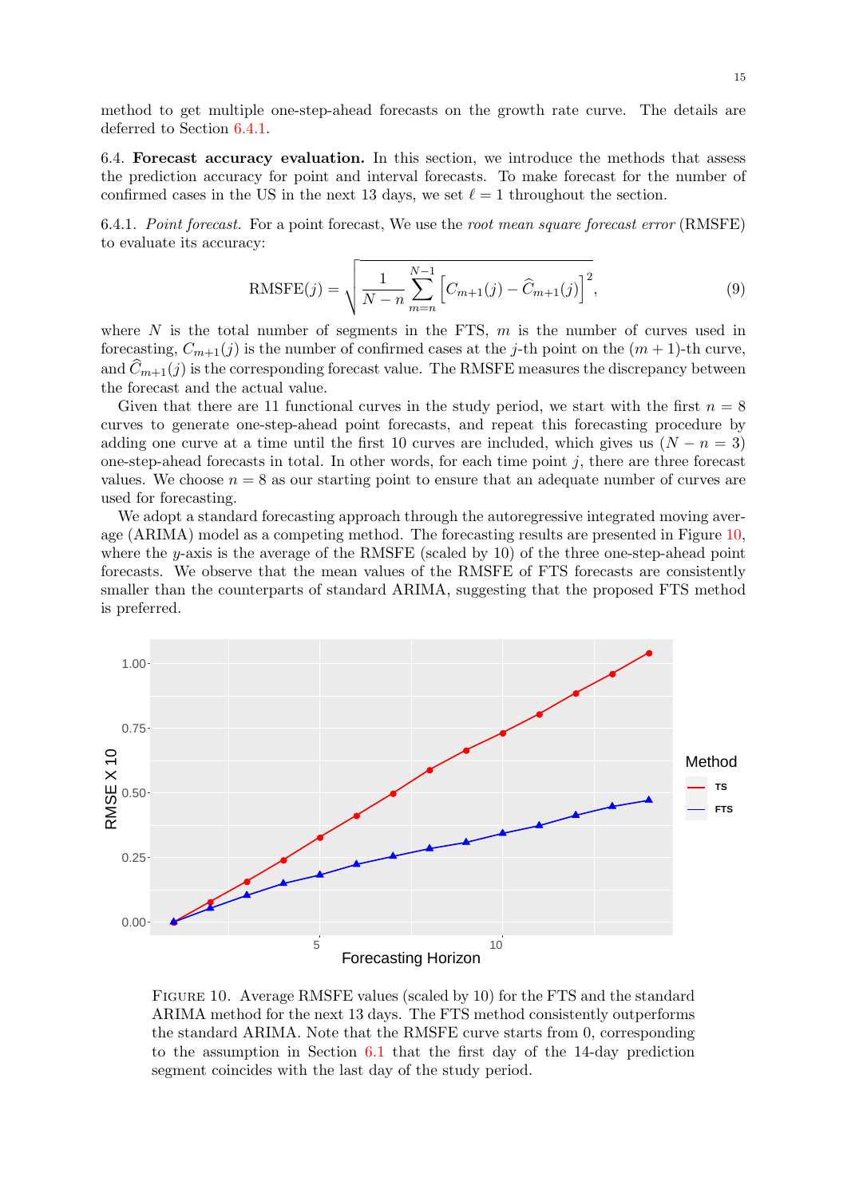method to get multiple one-step-ahead forecasts on the growth rate curve. The details are deferred to Section 6.4.1.

6.4. **Forecast accuracy evaluation.** In this section, we introduce the methods that assess the prediction accuracy for point and interval forecasts. To make forecast for the number of confirmed cases in the US in the next 13 days, we set $\ell = 1$ throughout the section.

6.4.1. *Point forecast.* For a point forecast, We use the *root mean square forecast error* (RMSFE) to evaluate its accuracy:

$$\text{RMSFE}(j) = \sqrt{\frac{1}{N-n}\sum_{m=n}^{N-1}\left[C_{m+1}(j) - \widehat{C}_{m+1}(j)\right]^2}, \tag{9}$$

where $N$ is the total number of segments in the FTS, $m$ is the number of curves used in forecasting, $C_{m+1}(j)$ is the number of confirmed cases at the $j$-th point on the $(m+1)$-th curve, and $\widehat{C}_{m+1}(j)$ is the corresponding forecast value. The RMSFE measures the discrepancy between the forecast and the actual value.

Given that there are 11 functional curves in the study period, we start with the first $n = 8$ curves to generate one-step-ahead point forecasts, and repeat this forecasting procedure by adding one curve at a time until the first 10 curves are included, which gives us $(N - n = 3)$ one-step-ahead forecasts in total. In other words, for each time point $j$, there are three forecast values. We choose $n = 8$ as our starting point to ensure that an adequate number of curves are used for forecasting.

We adopt a standard forecasting approach through the autoregressive integrated moving average (ARIMA) model as a competing method. The forecasting results are presented in Figure 10, where the $y$-axis is the average of the RMSFE (scaled by 10) of the three one-step-ahead point forecasts. We observe that the mean values of the RMSFE of FTS forecasts are consistently smaller than the counterparts of standard ARIMA, suggesting that the proposed FTS method is preferred.

FIGURE 10. Average RMSFE values (scaled by 10) for the FTS and the standard ARIMA method for the next 13 days. The FTS method consistently outperforms the standard ARIMA. Note that the RMSFE curve starts from 0, corresponding to the assumption in Section 6.1 that the first day of the 14-day prediction segment coincides with the last day of the study period.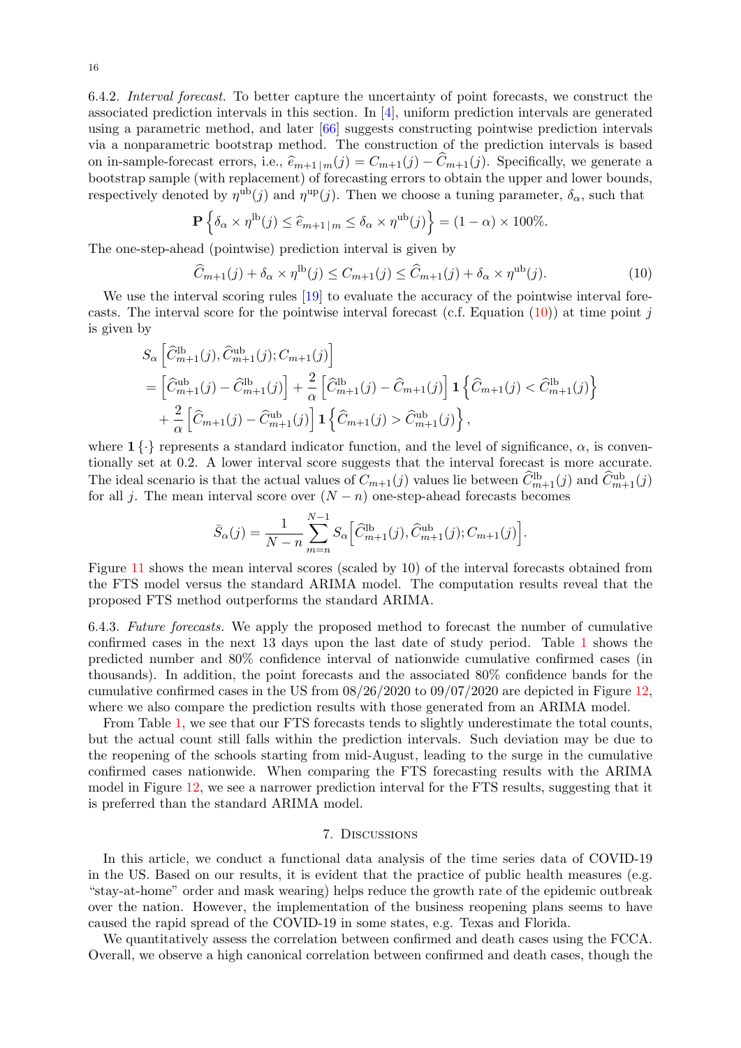6.4.2. *Interval forecast.* To better capture the uncertainty of point forecasts, we construct the associated prediction intervals in this section. In [4], uniform prediction intervals are generated using a parametric method, and later [66] suggests constructing pointwise prediction intervals via a nonparametric bootstrap method. The construction of the prediction intervals is based on in-sample-forecast errors, i.e., $\widehat{e}_{m+1\,|\,m}(j) = C_{m+1}(j) - \widehat{C}_{m+1}(j)$. Specifically, we generate a bootstrap sample (with replacement) of forecasting errors to obtain the upper and lower bounds, respectively denoted by $\eta^{\mathrm{ub}}(j)$ and $\eta^{\mathrm{up}}(j)$. Then we choose a tuning parameter, $\delta_\alpha$, such that

$$\mathbf{P}\left\{\delta_\alpha \times \eta^{\mathrm{lb}}(j) \leq \widehat{e}_{m+1\,|\,m} \leq \delta_\alpha \times \eta^{\mathrm{ub}}(j)\right\} = (1-\alpha) \times 100\%.$$

The one-step-ahead (pointwise) prediction interval is given by

$$\widehat{C}_{m+1}(j) + \delta_\alpha \times \eta^{\mathrm{lb}}(j) \leq C_{m+1}(j) \leq \widehat{C}_{m+1}(j) + \delta_\alpha \times \eta^{\mathrm{ub}}(j). \tag{10}$$

We use the interval scoring rules [19] to evaluate the accuracy of the pointwise interval forecasts. The interval score for the pointwise interval forecast (c.f. Equation (10)) at time point $j$ is given by

$$\begin{aligned}
&S_\alpha\left[\widehat{C}^{\mathrm{lb}}_{m+1}(j), \widehat{C}^{\mathrm{ub}}_{m+1}(j); C_{m+1}(j)\right] \\
&= \left[\widehat{C}^{\mathrm{ub}}_{m+1}(j) - \widehat{C}^{\mathrm{lb}}_{m+1}(j)\right] + \frac{2}{\alpha}\left[\widehat{C}^{\mathrm{lb}}_{m+1}(j) - \widehat{C}_{m+1}(j)\right] \mathbf{1}\left\{\widehat{C}_{m+1}(j) < \widehat{C}^{\mathrm{lb}}_{m+1}(j)\right\} \\
&\quad + \frac{2}{\alpha}\left[\widehat{C}_{m+1}(j) - \widehat{C}^{\mathrm{ub}}_{m+1}(j)\right] \mathbf{1}\left\{\widehat{C}_{m+1}(j) > \widehat{C}^{\mathrm{ub}}_{m+1}(j)\right\},
\end{aligned}$$

where $\mathbf{1}\{\cdot\}$ represents a standard indicator function, and the level of significance, $\alpha$, is conventionally set at 0.2. A lower interval score suggests that the interval forecast is more accurate. The ideal scenario is that the actual values of $C_{m+1}(j)$ values lie between $\widehat{C}^{\mathrm{lb}}_{m+1}(j)$ and $\widehat{C}^{\mathrm{ub}}_{m+1}(j)$ for all $j$. The mean interval score over $(N-n)$ one-step-ahead forecasts becomes

$$\bar{S}_\alpha(j) = \frac{1}{N-n}\sum_{m=n}^{N-1} S_\alpha\Big[\widehat{C}^{\mathrm{lb}}_{m+1}(j), \widehat{C}^{\mathrm{ub}}_{m+1}(j); C_{m+1}(j)\Big].$$

Figure 11 shows the mean interval scores (scaled by 10) of the interval forecasts obtained from the FTS model versus the standard ARIMA model. The computation results reveal that the proposed FTS method outperforms the standard ARIMA.

6.4.3. *Future forecasts.* We apply the proposed method to forecast the number of cumulative confirmed cases in the next 13 days upon the last date of study period. Table 1 shows the predicted number and 80% confidence interval of nationwide cumulative confirmed cases (in thousands). In addition, the point forecasts and the associated 80% confidence bands for the cumulative confirmed cases in the US from 08/26/2020 to 09/07/2020 are depicted in Figure 12, where we also compare the prediction results with those generated from an ARIMA model.

From Table 1, we see that our FTS forecasts tends to slightly underestimate the total counts, but the actual count still falls within the prediction intervals. Such deviation may be due to the reopening of the schools starting from mid-August, leading to the surge in the cumulative confirmed cases nationwide. When comparing the FTS forecasting results with the ARIMA model in Figure 12, we see a narrower prediction interval for the FTS results, suggesting that it is preferred than the standard ARIMA model.

## 7. Discussions

In this article, we conduct a functional data analysis of the time series data of COVID-19 in the US. Based on our results, it is evident that the practice of public health measures (e.g. "stay-at-home" order and mask wearing) helps reduce the growth rate of the epidemic outbreak over the nation. However, the implementation of the business reopening plans seems to have caused the rapid spread of the COVID-19 in some states, e.g. Texas and Florida.

We quantitatively assess the correlation between confirmed and death cases using the FCCA. Overall, we observe a high canonical correlation between confirmed and death cases, though the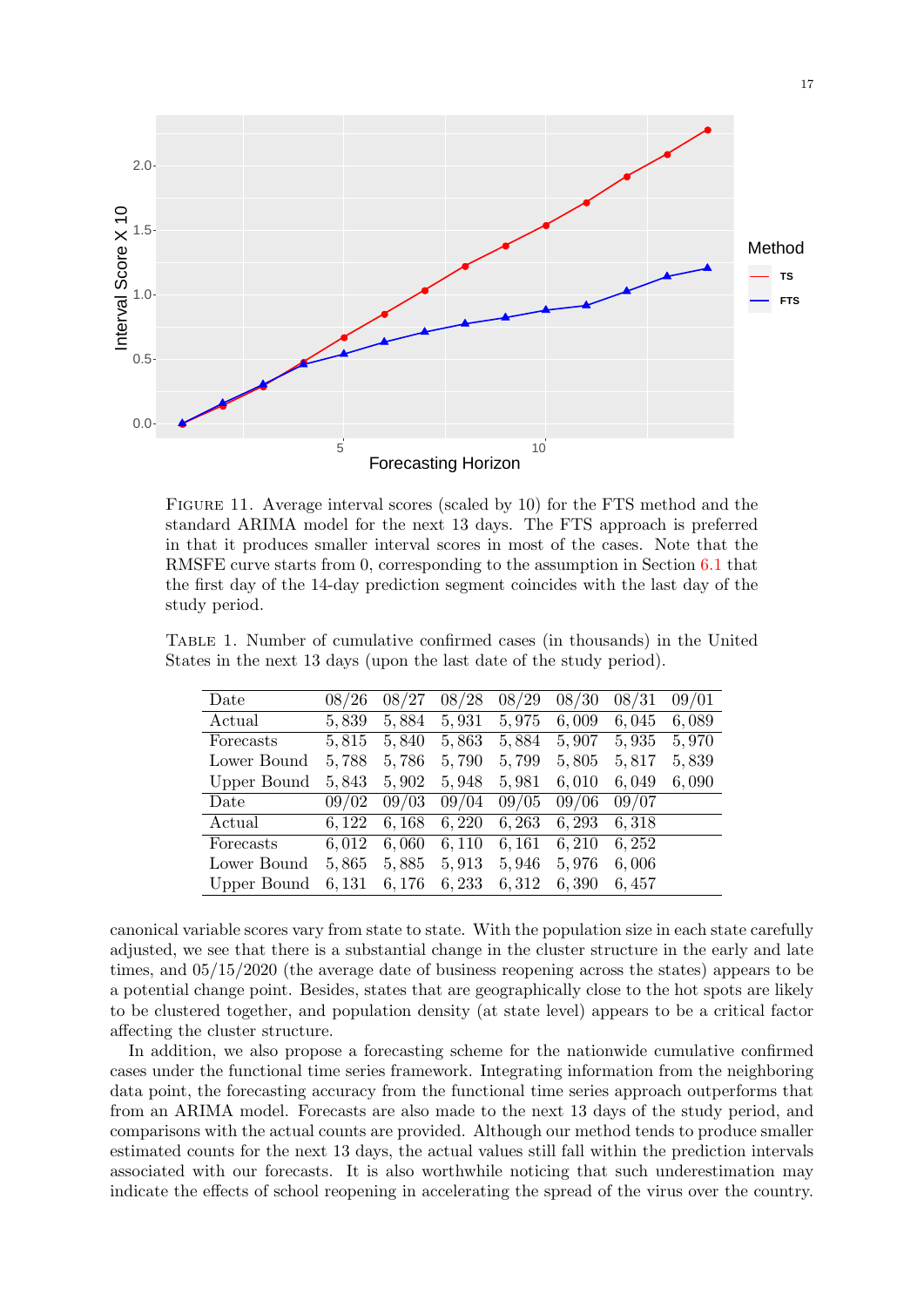FIGURE 11. Average interval scores (scaled by 10) for the FTS method and the standard ARIMA model for the next 13 days. The FTS approach is preferred in that it produces smaller interval scores in most of the cases. Note that the RMSFE curve starts from 0, corresponding to the assumption in Section 6.1 that the first day of the 14-day prediction segment coincides with the last day of the study period.

TABLE 1. Number of cumulative confirmed cases (in thousands) in the United States in the next 13 days (upon the last date of the study period).

| Date | 08/26 | 08/27 | 08/28 | 08/29 | 08/30 | 08/31 | 09/01 |
|---|---|---|---|---|---|---|---|
| Actual | 5,839 | 5,884 | 5,931 | 5,975 | 6,009 | 6,045 | 6,089 |
| Forecasts | 5,815 | 5,840 | 5,863 | 5,884 | 5,907 | 5,935 | 5,970 |
| Lower Bound | 5,788 | 5,786 | 5,790 | 5,799 | 5,805 | 5,817 | 5,839 |
| Upper Bound | 5,843 | 5,902 | 5,948 | 5,981 | 6,010 | 6,049 | 6,090 |
| Date | 09/02 | 09/03 | 09/04 | 09/05 | 09/06 | 09/07 | |
| Actual | 6,122 | 6,168 | 6,220 | 6,263 | 6,293 | 6,318 | |
| Forecasts | 6,012 | 6,060 | 6,110 | 6,161 | 6,210 | 6,252 | |
| Lower Bound | 5,865 | 5,885 | 5,913 | 5,946 | 5,976 | 6,006 | |
| Upper Bound | 6,131 | 6,176 | 6,233 | 6,312 | 6,390 | 6,457 | |

canonical variable scores vary from state to state. With the population size in each state carefully adjusted, we see that there is a substantial change in the cluster structure in the early and late times, and 05/15/2020 (the average date of business reopening across the states) appears to be a potential change point. Besides, states that are geographically close to the hot spots are likely to be clustered together, and population density (at state level) appears to be a critical factor affecting the cluster structure.

In addition, we also propose a forecasting scheme for the nationwide cumulative confirmed cases under the functional time series framework. Integrating information from the neighboring data point, the forecasting accuracy from the functional time series approach outperforms that from an ARIMA model. Forecasts are also made to the next 13 days of the study period, and comparisons with the actual counts are provided. Although our method tends to produce smaller estimated counts for the next 13 days, the actual values still fall within the prediction intervals associated with our forecasts. It is also worthwhile noticing that such underestimation may indicate the effects of school reopening in accelerating the spread of the virus over the country.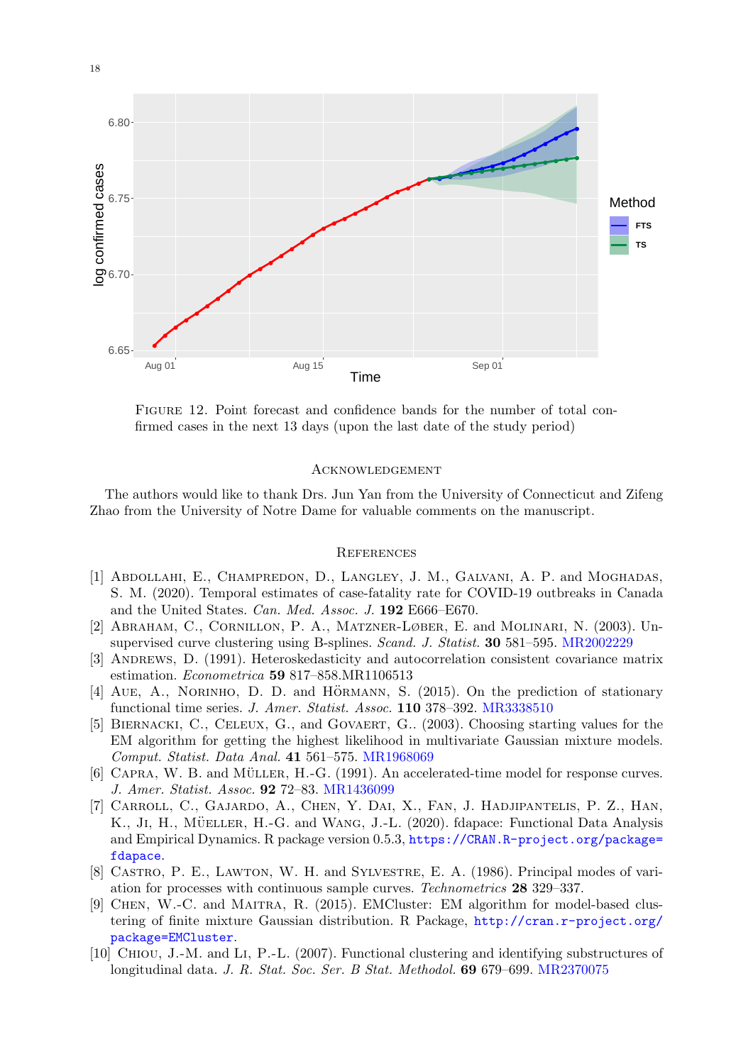FIGURE 12. Point forecast and confidence bands for the number of total confirmed cases in the next 13 days (upon the last date of the study period)

## ACKNOWLEDGEMENT

The authors would like to thank Drs. Jun Yan from the University of Connecticut and Zifeng Zhao from the University of Notre Dame for valuable comments on the manuscript.

## REFERENCES

[1] ABDOLLAHI, E., CHAMPREDON, D., LANGLEY, J. M., GALVANI, A. P. and MOGHADAS, S. M. (2020). Temporal estimates of case-fatality rate for COVID-19 outbreaks in Canada and the United States. *Can. Med. Assoc. J.* **192** E666–E670.

[2] ABRAHAM, C., CORNILLON, P. A., MATZNER-LØBER, E. and MOLINARI, N. (2003). Unsupervised curve clustering using B-splines. *Scand. J. Statist.* **30** 581–595. MR2002229

[3] ANDREWS, D. (1991). Heteroskedasticity and autocorrelation consistent covariance matrix estimation. *Econometrica* **59** 817–858.MR1106513

[4] AUE, A., NORINHO, D. D. and HÖRMANN, S. (2015). On the prediction of stationary functional time series. *J. Amer. Statist. Assoc.* **110** 378–392. MR3338510

[5] BIERNACKI, C., CELEUX, G., and GOVAERT, G.. (2003). Choosing starting values for the EM algorithm for getting the highest likelihood in multivariate Gaussian mixture models. *Comput. Statist. Data Anal.* **41** 561–575. MR1968069

[6] CAPRA, W. B. and MÜLLER, H.-G. (1991). An accelerated-time model for response curves. *J. Amer. Statist. Assoc.* **92** 72–83. MR1436099

[7] CARROLL, C., GAJARDO, A., CHEN, Y. DAI, X., FAN, J. HADJIPANTELIS, P. Z., HAN, K., JI, H., MÜELLER, H.-G. and WANG, J.-L. (2020). fdapace: Functional Data Analysis and Empirical Dynamics. R package version 0.5.3, https://CRAN.R-project.org/package=fdapace.

[8] CASTRO, P. E., LAWTON, W. H. and SYLVESTRE, E. A. (1986). Principal modes of variation for processes with continuous sample curves. *Technometrics* **28** 329–337.

[9] CHEN, W.-C. and MAITRA, R. (2015). EMCluster: EM algorithm for model-based clustering of finite mixture Gaussian distribution. R Package, http://cran.r-project.org/package=EMCluster.

[10] CHIOU, J.-M. and LI, P.-L. (2007). Functional clustering and identifying substructures of longitudinal data. *J. R. Stat. Soc. Ser. B Stat. Methodol.* **69** 679–699. MR2370075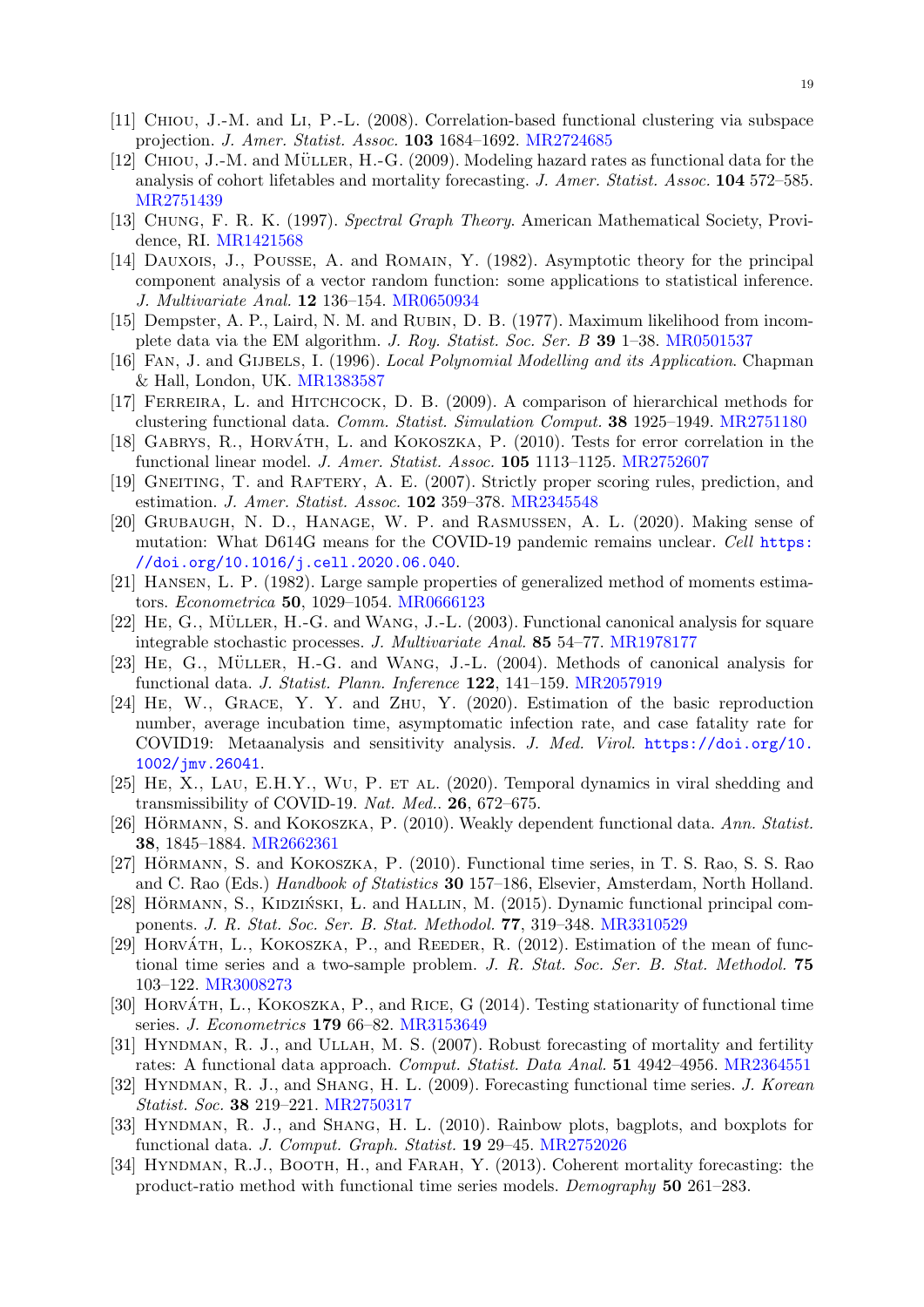[11] Chiou, J.-M. and Li, P.-L. (2008). Correlation-based functional clustering via subspace projection. *J. Amer. Statist. Assoc.* **103** 1684–1692. MR2724685

[12] Chiou, J.-M. and Müller, H.-G. (2009). Modeling hazard rates as functional data for the analysis of cohort lifetables and mortality forecasting. *J. Amer. Statist. Assoc.* **104** 572–585. MR2751439

[13] Chung, F. R. K. (1997). *Spectral Graph Theory*. American Mathematical Society, Providence, RI. MR1421568

[14] Dauxois, J., Pousse, A. and Romain, Y. (1982). Asymptotic theory for the principal component analysis of a vector random function: some applications to statistical inference. *J. Multivariate Anal.* **12** 136–154. MR0650934

[15] Dempster, A. P., Laird, N. M. and Rubin, D. B. (1977). Maximum likelihood from incomplete data via the EM algorithm. *J. Roy. Statist. Soc. Ser. B* **39** 1–38. MR0501537

[16] Fan, J. and Gijbels, I. (1996). *Local Polynomial Modelling and its Application*. Chapman & Hall, London, UK. MR1383587

[17] Ferreira, L. and Hitchcock, D. B. (2009). A comparison of hierarchical methods for clustering functional data. *Comm. Statist. Simulation Comput.* **38** 1925–1949. MR2751180

[18] Gabrys, R., Horváth, L. and Kokoszka, P. (2010). Tests for error correlation in the functional linear model. *J. Amer. Statist. Assoc.* **105** 1113–1125. MR2752607

[19] Gneiting, T. and Raftery, A. E. (2007). Strictly proper scoring rules, prediction, and estimation. *J. Amer. Statist. Assoc.* **102** 359–378. MR2345548

[20] Grubaugh, N. D., Hanage, W. P. and Rasmussen, A. L. (2020). Making sense of mutation: What D614G means for the COVID-19 pandemic remains unclear. *Cell* `https://doi.org/10.1016/j.cell.2020.06.040`.

[21] Hansen, L. P. (1982). Large sample properties of generalized method of moments estimators. *Econometrica* **50**, 1029–1054. MR0666123

[22] He, G., Müller, H.-G. and Wang, J.-L. (2003). Functional canonical analysis for square integrable stochastic processes. *J. Multivariate Anal.* **85** 54–77. MR1978177

[23] He, G., Müller, H.-G. and Wang, J.-L. (2004). Methods of canonical analysis for functional data. *J. Statist. Plann. Inference* **122**, 141–159. MR2057919

[24] He, W., Grace, Y. Y. and Zhu, Y. (2020). Estimation of the basic reproduction number, average incubation time, asymptomatic infection rate, and case fatality rate for COVID19: Metaanalysis and sensitivity analysis. *J. Med. Virol.* `https://doi.org/10.1002/jmv.26041`.

[25] He, X., Lau, E.H.Y., Wu, P. et al. (2020). Temporal dynamics in viral shedding and transmissibility of COVID-19. *Nat. Med.*. **26**, 672–675.

[26] Hörmann, S. and Kokoszka, P. (2010). Weakly dependent functional data. *Ann. Statist.* **38**, 1845–1884. MR2662361

[27] Hörmann, S. and Kokoszka, P. (2010). Functional time series, in T. S. Rao, S. S. Rao and C. Rao (Eds.) *Handbook of Statistics* **30** 157–186, Elsevier, Amsterdam, North Holland.

[28] Hörmann, S., Kidziński, L. and Hallin, M. (2015). Dynamic functional principal components. *J. R. Stat. Soc. Ser. B. Stat. Methodol.* **77**, 319–348. MR3310529

[29] Horváth, L., Kokoszka, P., and Reeder, R. (2012). Estimation of the mean of functional time series and a two-sample problem. *J. R. Stat. Soc. Ser. B. Stat. Methodol.* **75** 103–122. MR3008273

[30] Horváth, L., Kokoszka, P., and Rice, G (2014). Testing stationarity of functional time series. *J. Econometrics* **179** 66–82. MR3153649

[31] Hyndman, R. J., and Ullah, M. S. (2007). Robust forecasting of mortality and fertility rates: A functional data approach. *Comput. Statist. Data Anal.* **51** 4942–4956. MR2364551

[32] Hyndman, R. J., and Shang, H. L. (2009). Forecasting functional time series. *J. Korean Statist. Soc.* **38** 219–221. MR2750317

[33] Hyndman, R. J., and Shang, H. L. (2010). Rainbow plots, bagplots, and boxplots for functional data. *J. Comput. Graph. Statist.* **19** 29–45. MR2752026

[34] Hyndman, R.J., Booth, H., and Farah, Y. (2013). Coherent mortality forecasting: the product-ratio method with functional time series models. *Demography* **50** 261–283.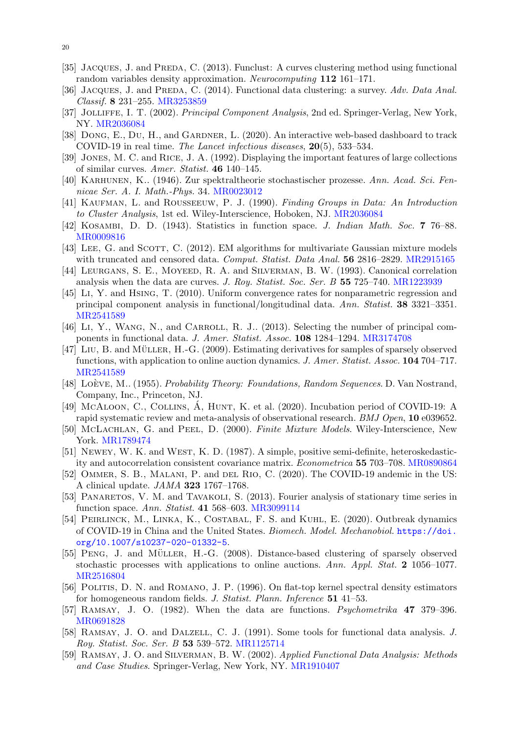[35] Jacques, J. and Preda, C. (2013). Funclust: A curves clustering method using functional random variables density approximation. *Neurocomputing* **112** 161–171.

[36] Jacques, J. and Preda, C. (2014). Functional data clustering: a survey. *Adv. Data Anal. Classif.* **8** 231–255. MR3253859

[37] Jolliffe, I. T. (2002). *Principal Component Analysis*, 2nd ed. Springer-Verlag, New York, NY. MR2036084

[38] Dong, E., Du, H., and Gardner, L. (2020). An interactive web-based dashboard to track COVID-19 in real time. *The Lancet infectious diseases*, **20**(5), 533–534.

[39] Jones, M. C. and Rice, J. A. (1992). Displaying the important features of large collections of similar curves. *Amer. Statist.* **46** 140–145.

[40] Karhunen, K.. (1946). Zur spektraltheorie stochastischer prozesse. *Ann. Acad. Sci. Fennicae Ser. A. I. Math.-Phys.* 34. MR0023012

[41] Kaufman, L. and Rousseeuw, P. J. (1990). *Finding Groups in Data: An Introduction to Cluster Analysis*, 1st ed. Wiley-Interscience, Hoboken, NJ. MR2036084

[42] Kosambi, D. D. (1943). Statistics in function space. *J. Indian Math. Soc.* **7** 76–88. MR0009816

[43] Lee, G. and Scott, C. (2012). EM algorithms for multivariate Gaussian mixture models with truncated and censored data. *Comput. Statist. Data Anal.* **56** 2816–2829. MR2915165

[44] Leurgans, S. E., Moyeed, R. A. and Silverman, B. W. (1993). Canonical correlation analysis when the data are curves. *J. Roy. Statist. Soc. Ser. B* **55** 725–740. MR1223939

[45] Li, Y. and Hsing, T. (2010). Uniform convergence rates for nonparametric regression and principal component analysis in functional/longitudinal data. *Ann. Statist.* **38** 3321–3351. MR2541589

[46] Li, Y., Wang, N., and Carroll, R. J.. (2013). Selecting the number of principal components in functional data. *J. Amer. Statist. Assoc.* **108** 1284–1294. MR3174708

[47] Liu, B. and Müller, H.-G. (2009). Estimating derivatives for samples of sparsely observed functions, with application to online auction dynamics. *J. Amer. Statist. Assoc.* **104** 704–717. MR2541589

[48] Loève, M.. (1955). *Probability Theory: Foundations, Random Sequences*. D. Van Nostrand, Company, Inc., Princeton, NJ.

[49] McAloon, C., Collins, Á, Hunt, K. et al. (2020). Incubation period of COVID-19: A rapid systematic review and meta-analysis of observational research. *BMJ Open*, **10** e039652.

[50] McLachlan, G. and Peel, D. (2000). *Finite Mixture Models*. Wiley-Interscience, New York. MR1789474

[51] Newey, W. K. and West, K. D. (1987). A simple, positive semi-definite, heteroskedasticity and autocorrelation consistent covariance matrix. *Econometrica* **55** 703–708. MR0890864

[52] Ommer, S. B., Malani, P. and del Rio, C. (2020). The COVID-19 andemic in the US: A clinical update. *JAMA* **323** 1767–1768.

[53] Panaretos, V. M. and Tavakoli, S. (2013). Fourier analysis of stationary time series in function space. *Ann. Statist.* **41** 568–603. MR3099114

[54] Peirlinck, M., Linka, K., Costabal, F. S. and Kuhl, E. (2020). Outbreak dynamics of COVID-19 in China and the United States. *Biomech. Model. Mechanobiol.* https://doi.org/10.1007/s10237-020-01332-5.

[55] Peng, J. and Müller, H.-G. (2008). Distance-based clustering of sparsely observed stochastic processes with applications to online auctions. *Ann. Appl. Stat.* **2** 1056–1077. MR2516804

[56] Politis, D. N. and Romano, J. P. (1996). On flat-top kernel spectral density estimators for homogeneous random fields. *J. Statist. Plann. Inference* **51** 41–53.

[57] Ramsay, J. O. (1982). When the data are functions. *Psychometrika* **47** 379–396. MR0691828

[58] Ramsay, J. O. and Dalzell, C. J. (1991). Some tools for functional data analysis. *J. Roy. Statist. Soc. Ser. B* **53** 539–572. MR1125714

[59] Ramsay, J. O. and Silverman, B. W. (2002). *Applied Functional Data Analysis: Methods and Case Studies*. Springer-Verlag, New York, NY. MR1910407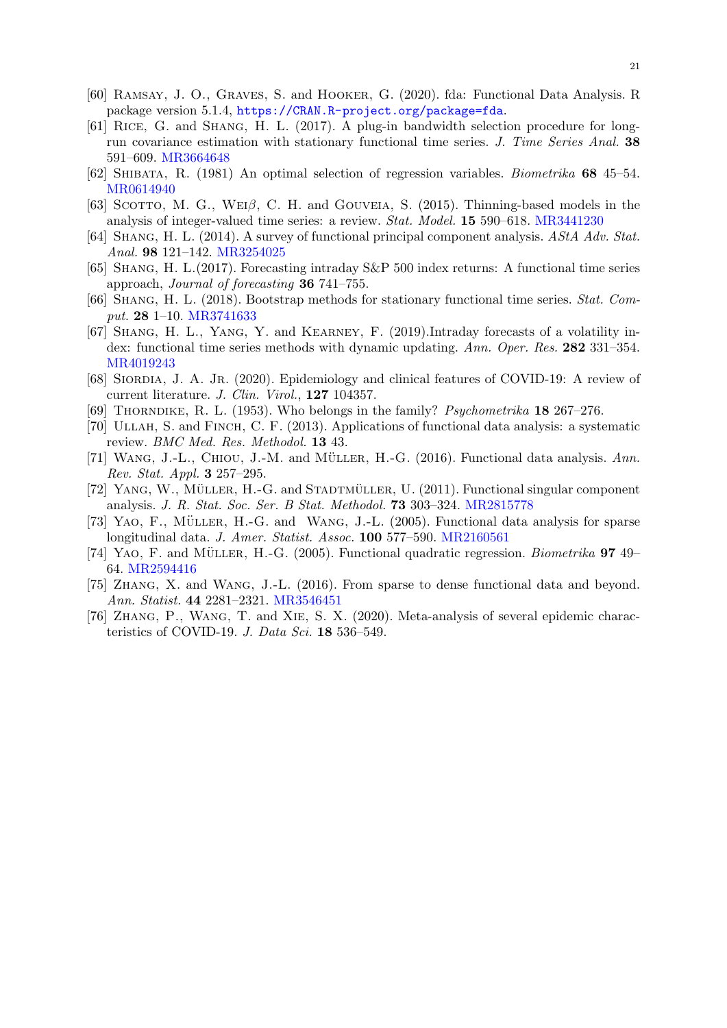[60] Ramsay, J. O., Graves, S. and Hooker, G. (2020). fda: Functional Data Analysis. R package version 5.1.4, https://CRAN.R-project.org/package=fda.

[61] Rice, G. and Shang, H. L. (2017). A plug-in bandwidth selection procedure for long-run covariance estimation with stationary functional time series. *J. Time Series Anal.* **38** 591–609. MR3664648

[62] Shibata, R. (1981) An optimal selection of regression variables. *Biometrika* **68** 45–54. MR0614940

[63] Scotto, M. G., Wei$\beta$, C. H. and Gouveia, S. (2015). Thinning-based models in the analysis of integer-valued time series: a review. *Stat. Model.* **15** 590–618. MR3441230

[64] Shang, H. L. (2014). A survey of functional principal component analysis. *AStA Adv. Stat. Anal.* **98** 121–142. MR3254025

[65] Shang, H. L.(2017). Forecasting intraday S&P 500 index returns: A functional time series approach, *Journal of forecasting* **36** 741–755.

[66] Shang, H. L. (2018). Bootstrap methods for stationary functional time series. *Stat. Comput.* **28** 1–10. MR3741633

[67] Shang, H. L., Yang, Y. and Kearney, F. (2019).Intraday forecasts of a volatility index: functional time series methods with dynamic updating. *Ann. Oper. Res.* **282** 331–354. MR4019243

[68] Siordia, J. A. Jr. (2020). Epidemiology and clinical features of COVID-19: A review of current literature. *J. Clin. Virol.*, **127** 104357.

[69] Thorndike, R. L. (1953). Who belongs in the family? *Psychometrika* **18** 267–276.

[70] Ullah, S. and Finch, C. F. (2013). Applications of functional data analysis: a systematic review. *BMC Med. Res. Methodol.* **13** 43.

[71] Wang, J.-L., Chiou, J.-M. and Müller, H.-G. (2016). Functional data analysis. *Ann. Rev. Stat. Appl.* **3** 257–295.

[72] Yang, W., Müller, H.-G. and Stadtmüller, U. (2011). Functional singular component analysis. *J. R. Stat. Soc. Ser. B Stat. Methodol.* **73** 303–324. MR2815778

[73] Yao, F., Müller, H.-G. and Wang, J.-L. (2005). Functional data analysis for sparse longitudinal data. *J. Amer. Statist. Assoc.* **100** 577–590. MR2160561

[74] Yao, F. and Müller, H.-G. (2005). Functional quadratic regression. *Biometrika* **97** 49–64. MR2594416

[75] Zhang, X. and Wang, J.-L. (2016). From sparse to dense functional data and beyond. *Ann. Statist.* **44** 2281–2321. MR3546451

[76] Zhang, P., Wang, T. and Xie, S. X. (2020). Meta-analysis of several epidemic characteristics of COVID-19. *J. Data Sci.* **18** 536–549.